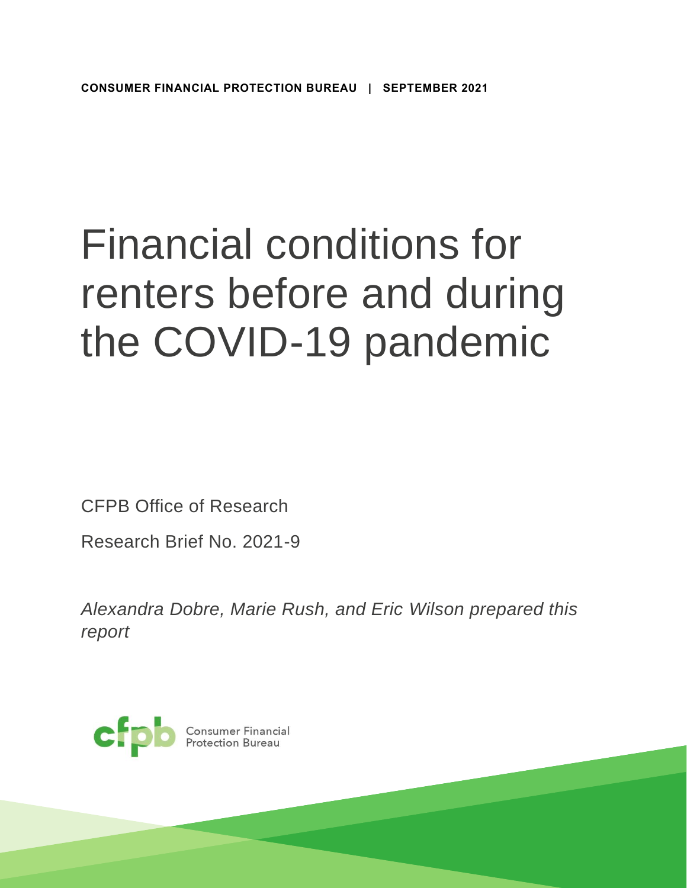CONSUMER FINANCIAL PROTECTION BUREAU | SEPTEMBER 2021

# Financial conditions for renters before and during the COVID-19 pandemic

CFPB Office of Research

Research Brief No. 2021-9

*Alexandra Dobre, Marie Rush, and Eric Wilson prepared this report*

Consumer Financial Protection Bureau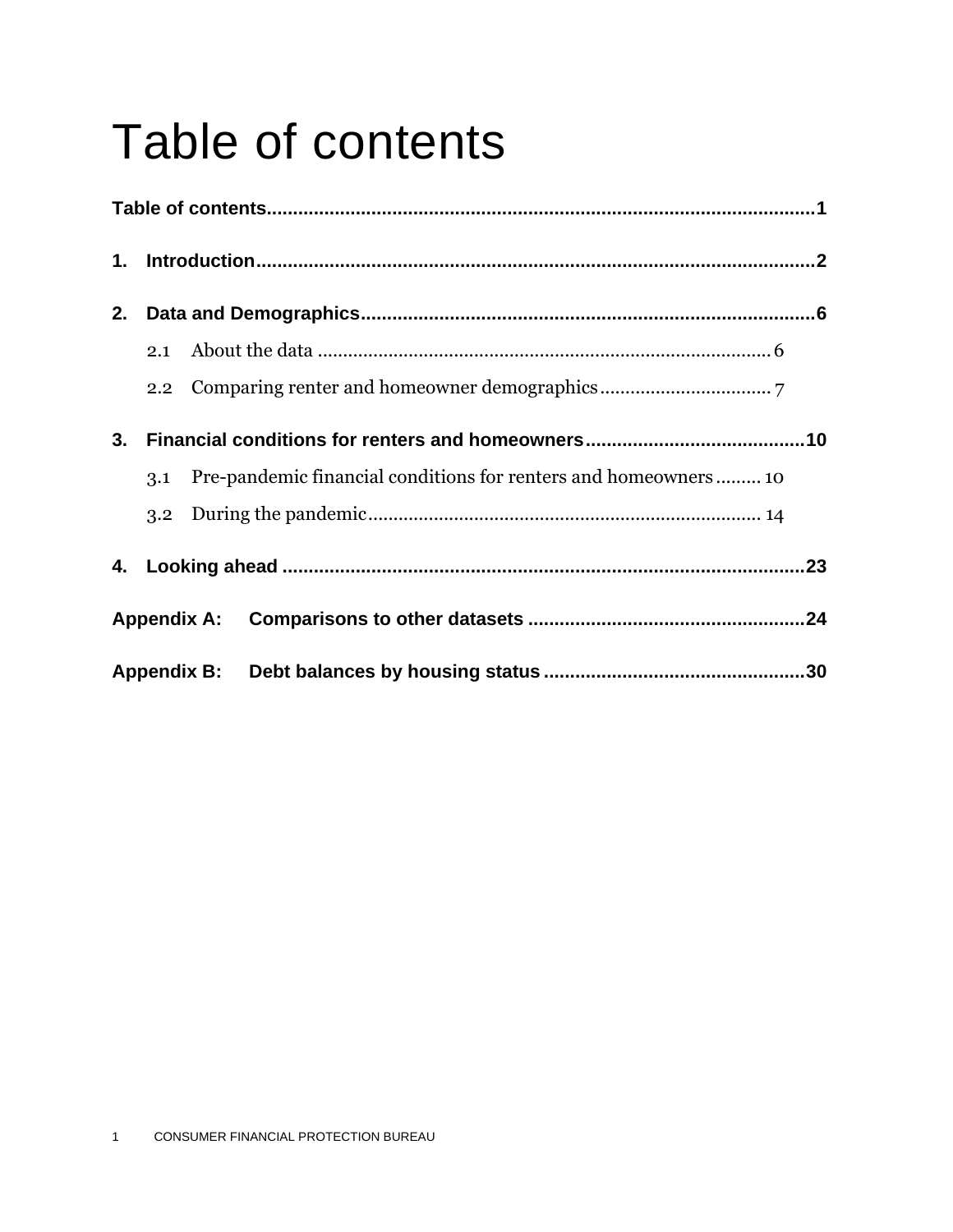# Table of contents

**Table of contents** .......... **1**

**1. Introduction** .......... **2**

**2. Data and Demographics** .......... **6**

- 2.1 About the data .......... 6
- 2.2 Comparing renter and homeowner demographics .......... 7

**3. Financial conditions for renters and homeowners** .......... **10**

- 3.1 Pre-pandemic financial conditions for renters and homeowners .......... 10
- 3.2 During the pandemic .......... 14

**4. Looking ahead** .......... **23**

**Appendix A: Comparisons to other datasets** .......... **24**

**Appendix B: Debt balances by housing status** .......... **30**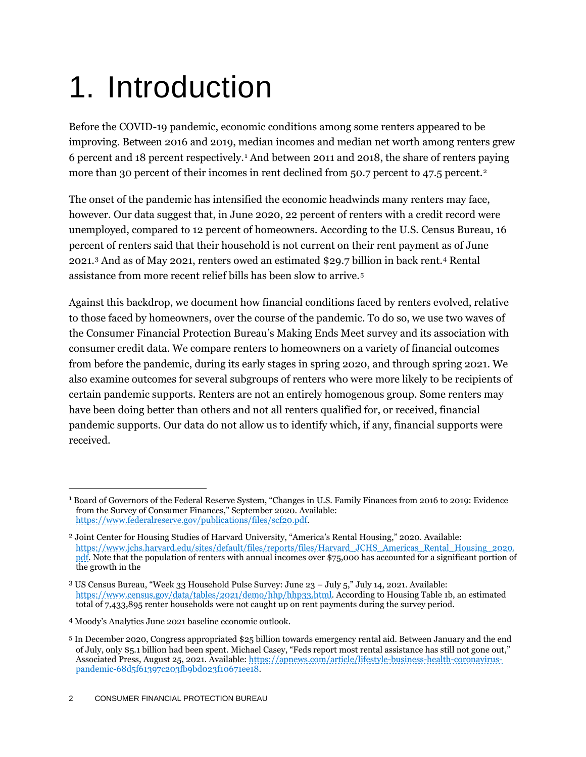# 1. Introduction

Before the COVID-19 pandemic, economic conditions among some renters appeared to be improving. Between 2016 and 2019, median incomes and median net worth among renters grew 6 percent and 18 percent respectively.[1] And between 2011 and 2018, the share of renters paying more than 30 percent of their incomes in rent declined from 50.7 percent to 47.5 percent.[2]

The onset of the pandemic has intensified the economic headwinds many renters may face, however. Our data suggest that, in June 2020, 22 percent of renters with a credit record were unemployed, compared to 12 percent of homeowners. According to the U.S. Census Bureau, 16 percent of renters said that their household is not current on their rent payment as of June 2021.[3] And as of May 2021, renters owed an estimated $29.7 billion in back rent.[4] Rental assistance from more recent relief bills has been slow to arrive.[5]

Against this backdrop, we document how financial conditions faced by renters evolved, relative to those faced by homeowners, over the course of the pandemic. To do so, we use two waves of the Consumer Financial Protection Bureau's Making Ends Meet survey and its association with consumer credit data. We compare renters to homeowners on a variety of financial outcomes from before the pandemic, during its early stages in spring 2020, and through spring 2021. We also examine outcomes for several subgroups of renters who were more likely to be recipients of certain pandemic supports. Renters are not an entirely homogenous group. Some renters may have been doing better than others and not all renters qualified for, or received, financial pandemic supports. Our data do not allow us to identify which, if any, financial supports were received.

---

[1] Board of Governors of the Federal Reserve System, "Changes in U.S. Family Finances from 2016 to 2019: Evidence from the Survey of Consumer Finances," September 2020. Available: https://www.federalreserve.gov/publications/files/scf20.pdf.

[2] Joint Center for Housing Studies of Harvard University, "America's Rental Housing," 2020. Available: https://www.jchs.harvard.edu/sites/default/files/reports/files/Harvard_JCHS_Americas_Rental_Housing_2020.pdf. Note that the population of renters with annual incomes over $75,000 has accounted for a significant portion of the growth in the

[3] US Census Bureau, "Week 33 Household Pulse Survey: June 23 – July 5," July 14, 2021. Available: https://www.census.gov/data/tables/2021/demo/hhp/hhp33.html. According to Housing Table 1b, an estimated total of 7,433,895 renter households were not caught up on rent payments during the survey period.

[4] Moody's Analytics June 2021 baseline economic outlook.

[5] In December 2020, Congress appropriated $25 billion towards emergency rental aid. Between January and the end of July, only $5.1 billion had been spent. Michael Casey, "Feds report most rental assistance has still not gone out," Associated Press, August 25, 2021. Available: https://apnews.com/article/lifestyle-business-health-coronavirus-pandemic-68d5f61397c203fb9bd023f10671ee18.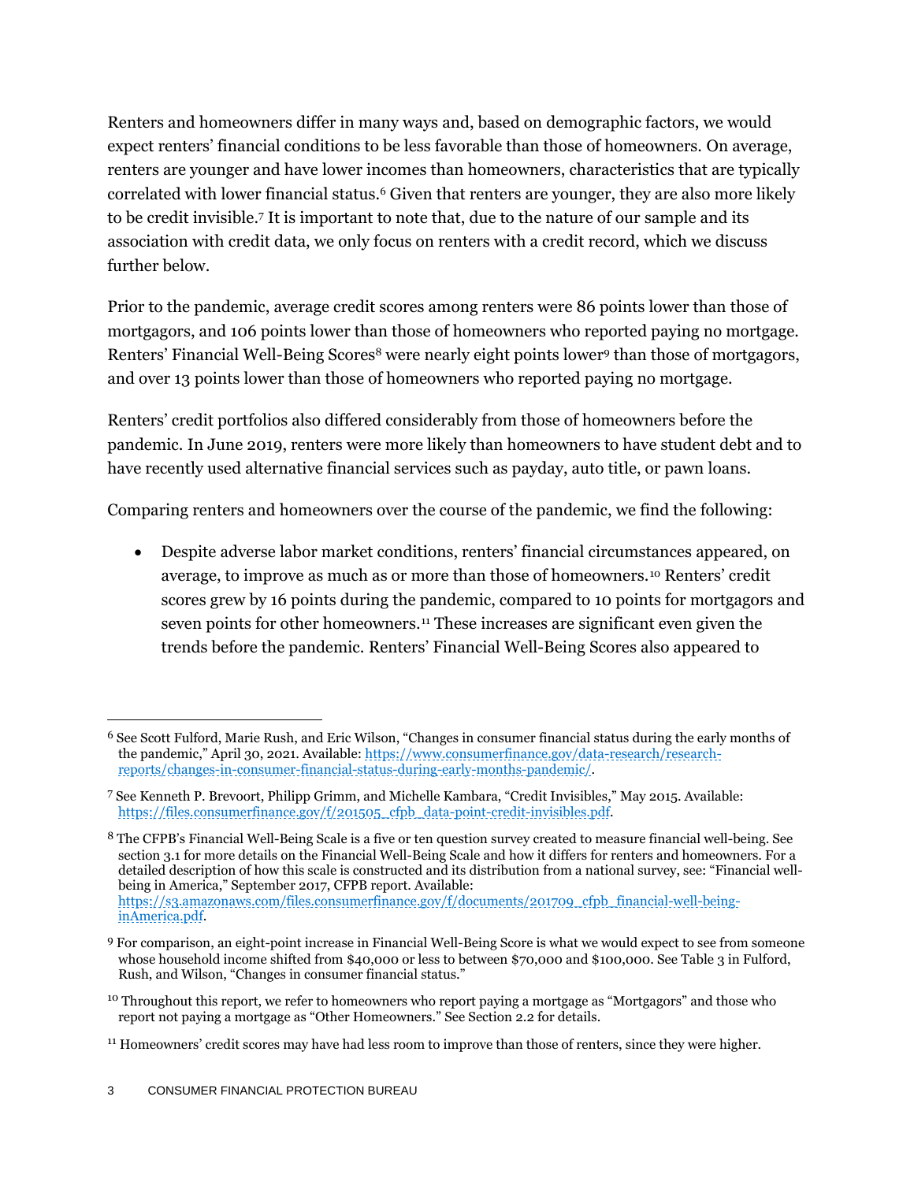Renters and homeowners differ in many ways and, based on demographic factors, we would expect renters' financial conditions to be less favorable than those of homeowners. On average, renters are younger and have lower incomes than homeowners, characteristics that are typically correlated with lower financial status.[6] Given that renters are younger, they are also more likely to be credit invisible.[7] It is important to note that, due to the nature of our sample and its association with credit data, we only focus on renters with a credit record, which we discuss further below.

Prior to the pandemic, average credit scores among renters were 86 points lower than those of mortgagors, and 106 points lower than those of homeowners who reported paying no mortgage. Renters' Financial Well-Being Scores[8] were nearly eight points lower[9] than those of mortgagors, and over 13 points lower than those of homeowners who reported paying no mortgage.

Renters' credit portfolios also differed considerably from those of homeowners before the pandemic. In June 2019, renters were more likely than homeowners to have student debt and to have recently used alternative financial services such as payday, auto title, or pawn loans.

Comparing renters and homeowners over the course of the pandemic, we find the following:

- Despite adverse labor market conditions, renters' financial circumstances appeared, on average, to improve as much as or more than those of homeowners.[10] Renters' credit scores grew by 16 points during the pandemic, compared to 10 points for mortgagors and seven points for other homeowners.[11] These increases are significant even given the trends before the pandemic. Renters' Financial Well-Being Scores also appeared to

---

[6] See Scott Fulford, Marie Rush, and Eric Wilson, "Changes in consumer financial status during the early months of the pandemic," April 30, 2021. Available: https://www.consumerfinance.gov/data-research/research-reports/changes-in-consumer-financial-status-during-early-months-pandemic/.

[7] See Kenneth P. Brevoort, Philipp Grimm, and Michelle Kambara, "Credit Invisibles," May 2015. Available: https://files.consumerfinance.gov/f/201505_cfpb_data-point-credit-invisibles.pdf.

[8] The CFPB's Financial Well-Being Scale is a five or ten question survey created to measure financial well-being. See section 3.1 for more details on the Financial Well-Being Scale and how it differs for renters and homeowners. For a detailed description of how this scale is constructed and its distribution from a national survey, see: "Financial well-being in America," September 2017, CFPB report. Available: https://s3.amazonaws.com/files.consumerfinance.gov/f/documents/201709_cfpb_financial-well-being-inAmerica.pdf.

[9] For comparison, an eight-point increase in Financial Well-Being Score is what we would expect to see from someone whose household income shifted from $40,000 or less to between $70,000 and $100,000. See Table 3 in Fulford, Rush, and Wilson, "Changes in consumer financial status."

[10] Throughout this report, we refer to homeowners who report paying a mortgage as "Mortgagors" and those who report not paying a mortgage as "Other Homeowners." See Section 2.2 for details.

[11] Homeowners' credit scores may have had less room to improve than those of renters, since they were higher.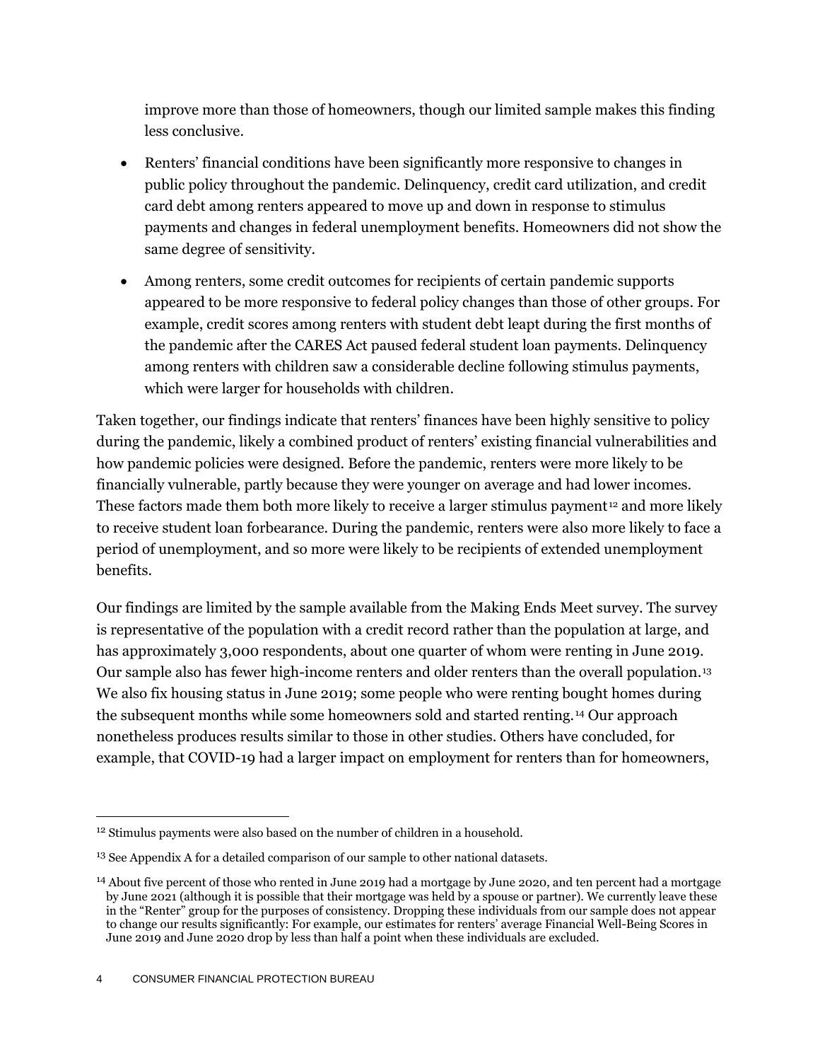improve more than those of homeowners, though our limited sample makes this finding less conclusive.

- Renters' financial conditions have been significantly more responsive to changes in public policy throughout the pandemic. Delinquency, credit card utilization, and credit card debt among renters appeared to move up and down in response to stimulus payments and changes in federal unemployment benefits. Homeowners did not show the same degree of sensitivity.
- Among renters, some credit outcomes for recipients of certain pandemic supports appeared to be more responsive to federal policy changes than those of other groups. For example, credit scores among renters with student debt leapt during the first months of the pandemic after the CARES Act paused federal student loan payments. Delinquency among renters with children saw a considerable decline following stimulus payments, which were larger for households with children.

Taken together, our findings indicate that renters' finances have been highly sensitive to policy during the pandemic, likely a combined product of renters' existing financial vulnerabilities and how pandemic policies were designed. Before the pandemic, renters were more likely to be financially vulnerable, partly because they were younger on average and had lower incomes. These factors made them both more likely to receive a larger stimulus payment[12] and more likely to receive student loan forbearance. During the pandemic, renters were also more likely to face a period of unemployment, and so more were likely to be recipients of extended unemployment benefits.

Our findings are limited by the sample available from the Making Ends Meet survey. The survey is representative of the population with a credit record rather than the population at large, and has approximately 3,000 respondents, about one quarter of whom were renting in June 2019. Our sample also has fewer high-income renters and older renters than the overall population.[13] We also fix housing status in June 2019; some people who were renting bought homes during the subsequent months while some homeowners sold and started renting.[14] Our approach nonetheless produces results similar to those in other studies. Others have concluded, for example, that COVID-19 had a larger impact on employment for renters than for homeowners,

---

[12] Stimulus payments were also based on the number of children in a household.

[13] See Appendix A for a detailed comparison of our sample to other national datasets.

[14] About five percent of those who rented in June 2019 had a mortgage by June 2020, and ten percent had a mortgage by June 2021 (although it is possible that their mortgage was held by a spouse or partner). We currently leave these in the "Renter" group for the purposes of consistency. Dropping these individuals from our sample does not appear to change our results significantly: For example, our estimates for renters' average Financial Well-Being Scores in June 2019 and June 2020 drop by less than half a point when these individuals are excluded.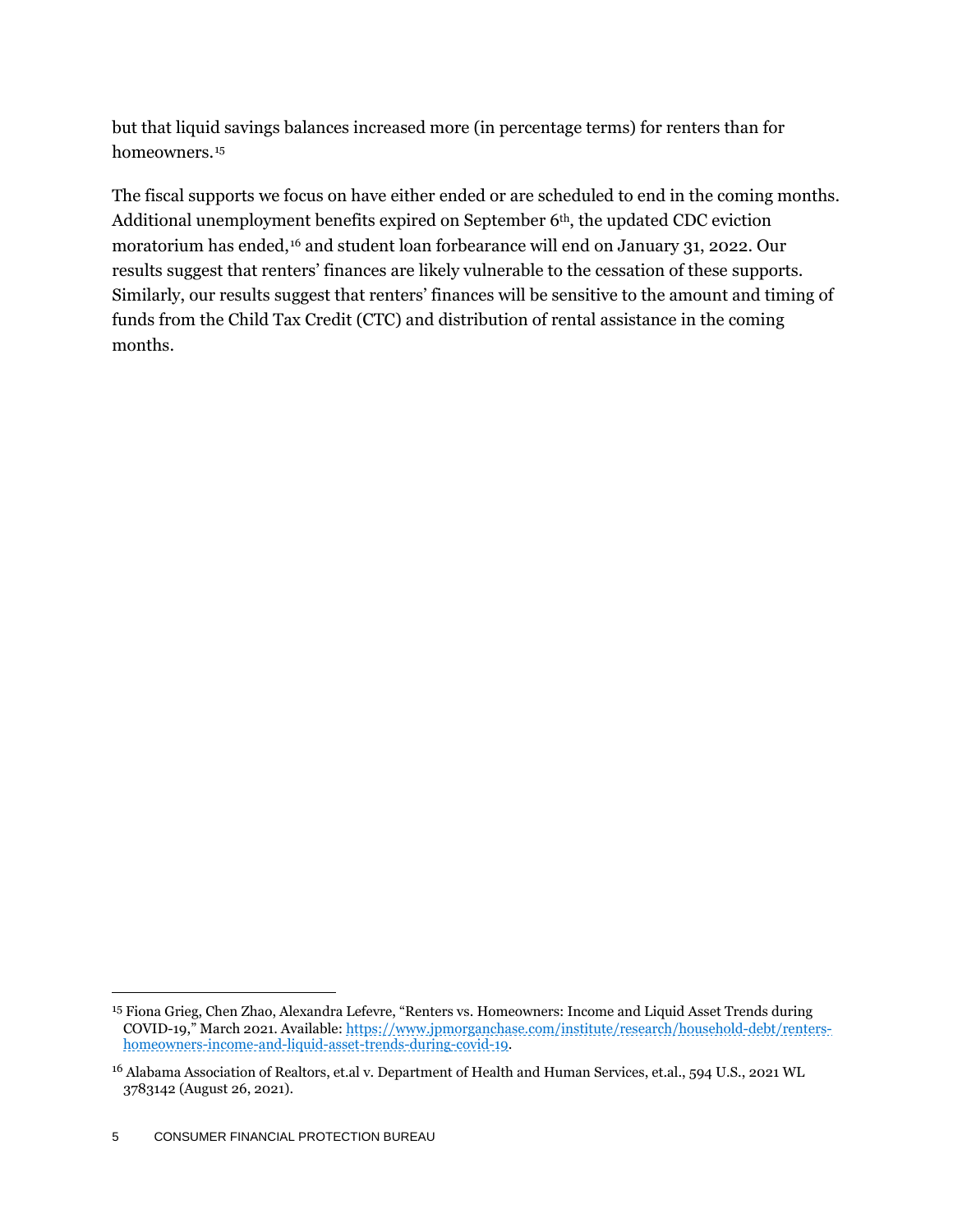but that liquid savings balances increased more (in percentage terms) for renters than for homeowners.[15]

The fiscal supports we focus on have either ended or are scheduled to end in the coming months. Additional unemployment benefits expired on September 6th, the updated CDC eviction moratorium has ended,[16] and student loan forbearance will end on January 31, 2022. Our results suggest that renters' finances are likely vulnerable to the cessation of these supports. Similarly, our results suggest that renters' finances will be sensitive to the amount and timing of funds from the Child Tax Credit (CTC) and distribution of rental assistance in the coming months.

---

[15] Fiona Grieg, Chen Zhao, Alexandra Lefevre, "Renters vs. Homeowners: Income and Liquid Asset Trends during COVID-19," March 2021. Available: https://www.jpmorganchase.com/institute/research/household-debt/renters-homeowners-income-and-liquid-asset-trends-during-covid-19.

[16] Alabama Association of Realtors, et.al v. Department of Health and Human Services, et.al., 594 U.S., 2021 WL 3783142 (August 26, 2021).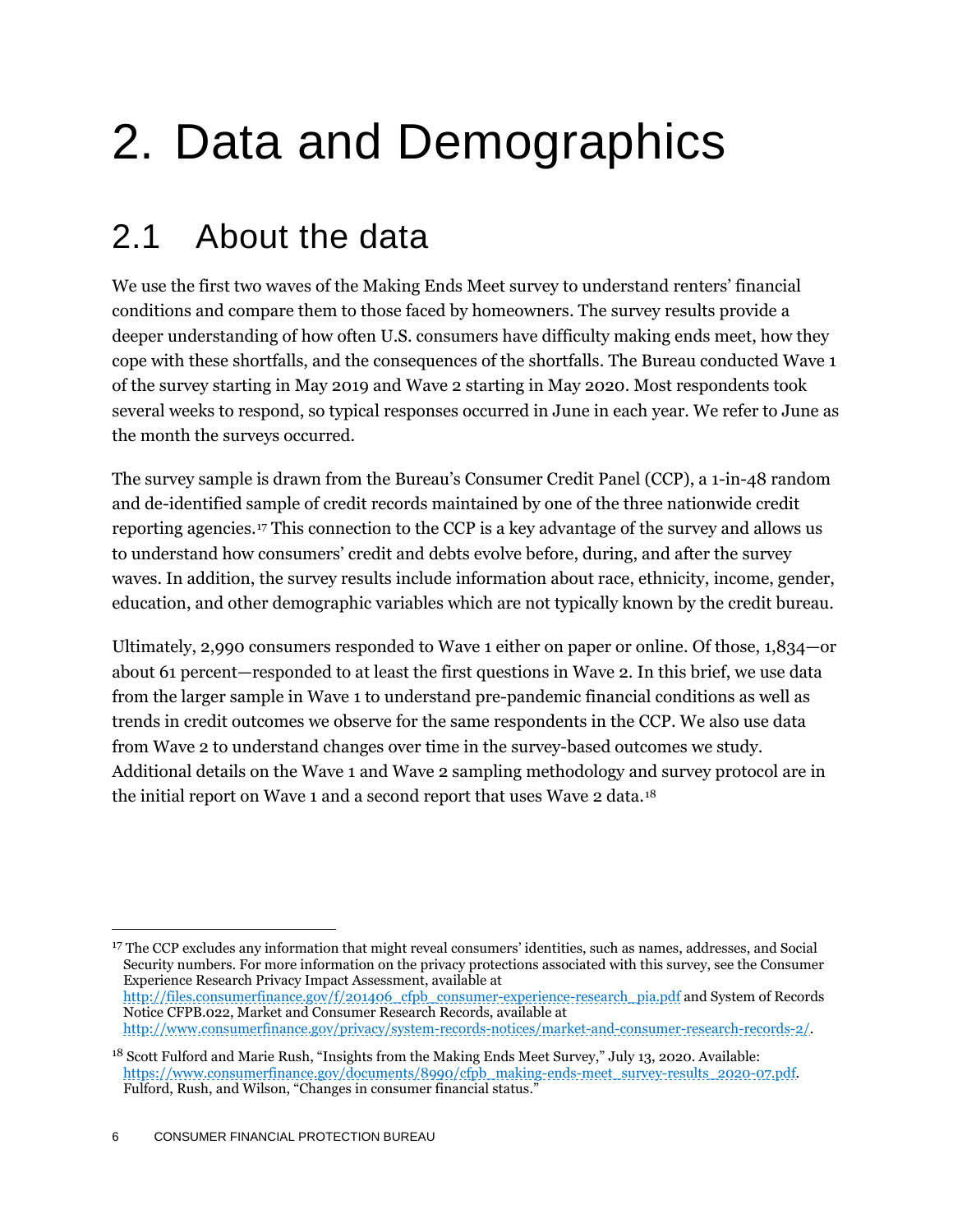# 2. Data and Demographics

## 2.1 About the data

We use the first two waves of the Making Ends Meet survey to understand renters' financial conditions and compare them to those faced by homeowners. The survey results provide a deeper understanding of how often U.S. consumers have difficulty making ends meet, how they cope with these shortfalls, and the consequences of the shortfalls. The Bureau conducted Wave 1 of the survey starting in May 2019 and Wave 2 starting in May 2020. Most respondents took several weeks to respond, so typical responses occurred in June in each year. We refer to June as the month the surveys occurred.

The survey sample is drawn from the Bureau's Consumer Credit Panel (CCP), a 1-in-48 random and de-identified sample of credit records maintained by one of the three nationwide credit reporting agencies.[17] This connection to the CCP is a key advantage of the survey and allows us to understand how consumers' credit and debts evolve before, during, and after the survey waves. In addition, the survey results include information about race, ethnicity, income, gender, education, and other demographic variables which are not typically known by the credit bureau.

Ultimately, 2,990 consumers responded to Wave 1 either on paper or online. Of those, 1,834—or about 61 percent—responded to at least the first questions in Wave 2. In this brief, we use data from the larger sample in Wave 1 to understand pre-pandemic financial conditions as well as trends in credit outcomes we observe for the same respondents in the CCP. We also use data from Wave 2 to understand changes over time in the survey-based outcomes we study. Additional details on the Wave 1 and Wave 2 sampling methodology and survey protocol are in the initial report on Wave 1 and a second report that uses Wave 2 data.[18]

---

[17] The CCP excludes any information that might reveal consumers' identities, such as names, addresses, and Social Security numbers. For more information on the privacy protections associated with this survey, see the Consumer Experience Research Privacy Impact Assessment, available at http://files.consumerfinance.gov/f/201406_cfpb_consumer-experience-research_pia.pdf and System of Records Notice CFPB.022, Market and Consumer Research Records, available at http://www.consumerfinance.gov/privacy/system-records-notices/market-and-consumer-research-records-2/.

[18] Scott Fulford and Marie Rush, "Insights from the Making Ends Meet Survey," July 13, 2020. Available: https://www.consumerfinance.gov/documents/8990/cfpb_making-ends-meet_survey-results_2020-07.pdf. Fulford, Rush, and Wilson, "Changes in consumer financial status."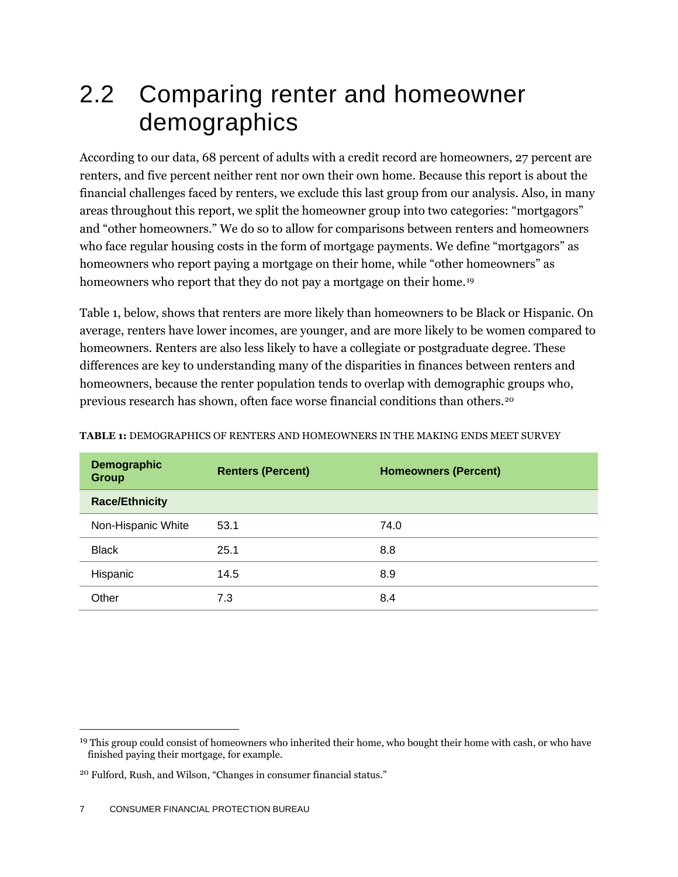## 2.2 Comparing renter and homeowner demographics

According to our data, 68 percent of adults with a credit record are homeowners, 27 percent are renters, and five percent neither rent nor own their own home. Because this report is about the financial challenges faced by renters, we exclude this last group from our analysis. Also, in many areas throughout this report, we split the homeowner group into two categories: "mortgagors" and "other homeowners." We do so to allow for comparisons between renters and homeowners who face regular housing costs in the form of mortgage payments. We define "mortgagors" as homeowners who report paying a mortgage on their home, while "other homeowners" as homeowners who report that they do not pay a mortgage on their home.[19]

Table 1, below, shows that renters are more likely than homeowners to be Black or Hispanic. On average, renters have lower incomes, are younger, and are more likely to be women compared to homeowners. Renters are also less likely to have a collegiate or postgraduate degree. These differences are key to understanding many of the disparities in finances between renters and homeowners, because the renter population tends to overlap with demographic groups who, previous research has shown, often face worse financial conditions than others.[20]

**TABLE 1:** DEMOGRAPHICS OF RENTERS AND HOMEOWNERS IN THE MAKING ENDS MEET SURVEY

| Demographic Group | Renters (Percent) | Homeowners (Percent) |
|---|---|---|
| **Race/Ethnicity** | | |
| Non-Hispanic White | 53.1 | 74.0 |
| Black | 25.1 | 8.8 |
| Hispanic | 14.5 | 8.9 |
| Other | 7.3 | 8.4 |

[19] This group could consist of homeowners who inherited their home, who bought their home with cash, or who have finished paying their mortgage, for example.

[20] Fulford, Rush, and Wilson, "Changes in consumer financial status."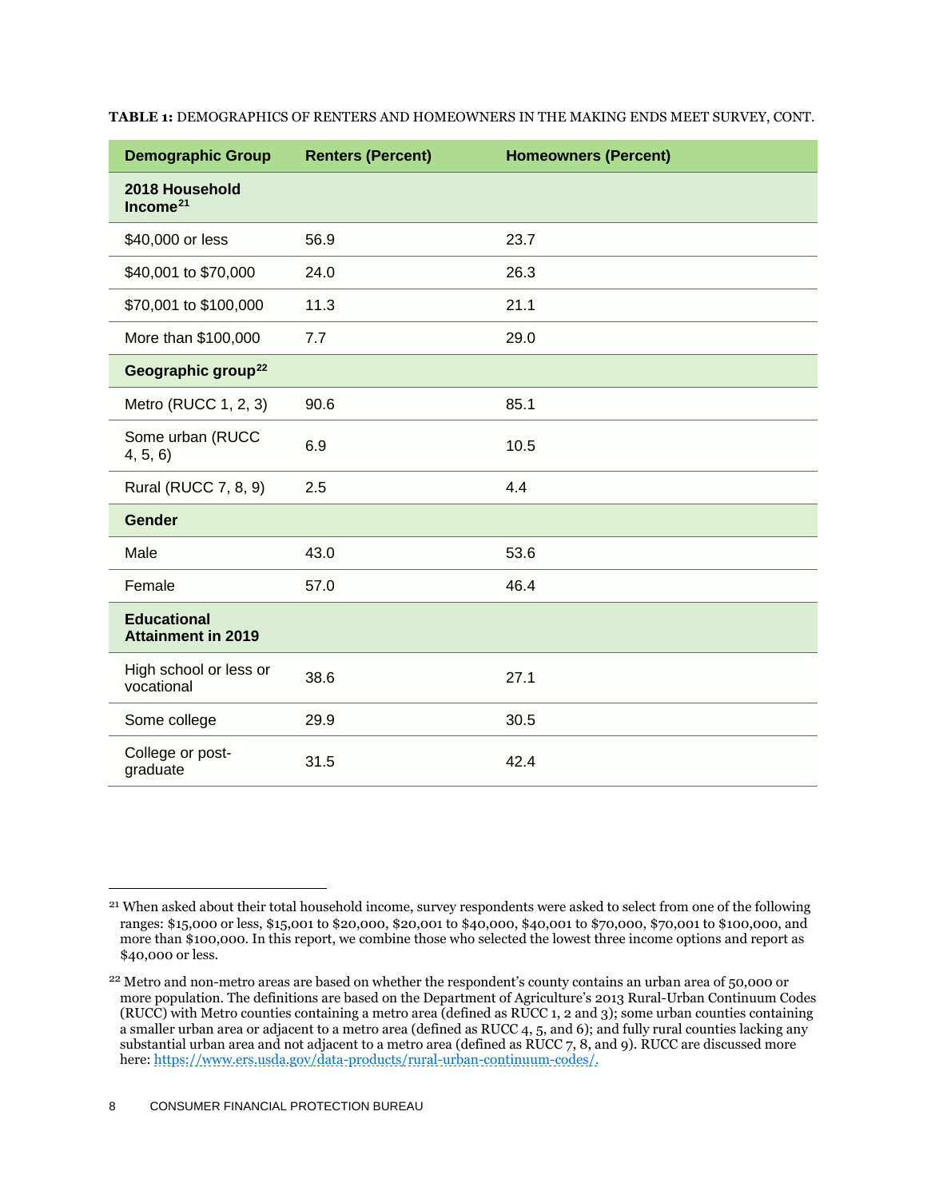**TABLE 1:** DEMOGRAPHICS OF RENTERS AND HOMEOWNERS IN THE MAKING ENDS MEET SURVEY, CONT.

| Demographic Group | Renters (Percent) | Homeowners (Percent) |
|---|---|---|
| **2018 Household Income[21]** | | |
| $40,000 or less | 56.9 | 23.7 |
| $40,001 to $70,000 | 24.0 | 26.3 |
| $70,001 to $100,000 | 11.3 | 21.1 |
| More than $100,000 | 7.7 | 29.0 |
| **Geographic group[22]** | | |
| Metro (RUCC 1, 2, 3) | 90.6 | 85.1 |
| Some urban (RUCC 4, 5, 6) | 6.9 | 10.5 |
| Rural (RUCC 7, 8, 9) | 2.5 | 4.4 |
| **Gender** | | |
| Male | 43.0 | 53.6 |
| Female | 57.0 | 46.4 |
| **Educational Attainment in 2019** | | |
| High school or less or vocational | 38.6 | 27.1 |
| Some college | 29.9 | 30.5 |
| College or post-graduate | 31.5 | 42.4 |

[21] When asked about their total household income, survey respondents were asked to select from one of the following ranges: $15,000 or less, $15,001 to $20,000, $20,001 to $40,000, $40,001 to $70,000, $70,001 to $100,000, and more than $100,000. In this report, we combine those who selected the lowest three income options and report as $40,000 or less.

[22] Metro and non-metro areas are based on whether the respondent's county contains an urban area of 50,000 or more population. The definitions are based on the Department of Agriculture's 2013 Rural-Urban Continuum Codes (RUCC) with Metro counties containing a metro area (defined as RUCC 1, 2 and 3); some urban counties containing a smaller urban area or adjacent to a metro area (defined as RUCC 4, 5, and 6); and fully rural counties lacking any substantial urban area and not adjacent to a metro area (defined as RUCC 7, 8, and 9). RUCC are discussed more here: https://www.ers.usda.gov/data-products/rural-urban-continuum-codes/.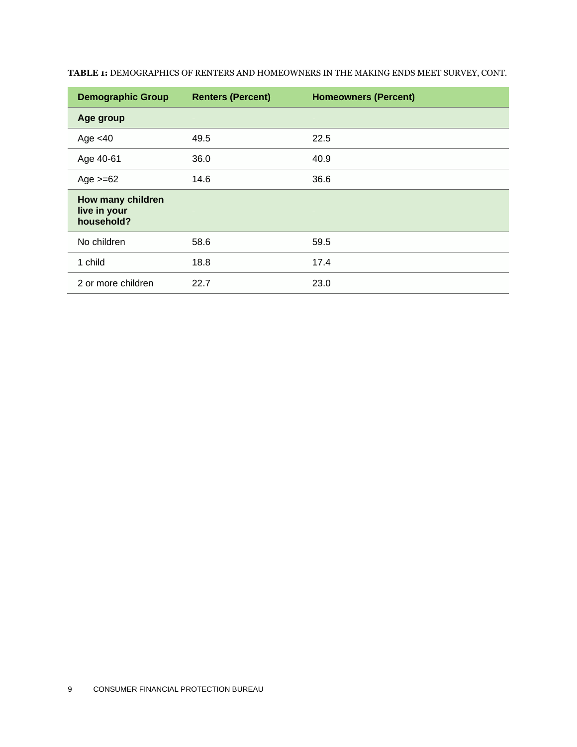**TABLE 1:** DEMOGRAPHICS OF RENTERS AND HOMEOWNERS IN THE MAKING ENDS MEET SURVEY, CONT.

| Demographic Group | Renters (Percent) | Homeowners (Percent) |
|---|---|---|
| **Age group** | | |
| Age <40 | 49.5 | 22.5 |
| Age 40-61 | 36.0 | 40.9 |
| Age >=62 | 14.6 | 36.6 |
| **How many children live in your household?** | | |
| No children | 58.6 | 59.5 |
| 1 child | 18.8 | 17.4 |
| 2 or more children | 22.7 | 23.0 |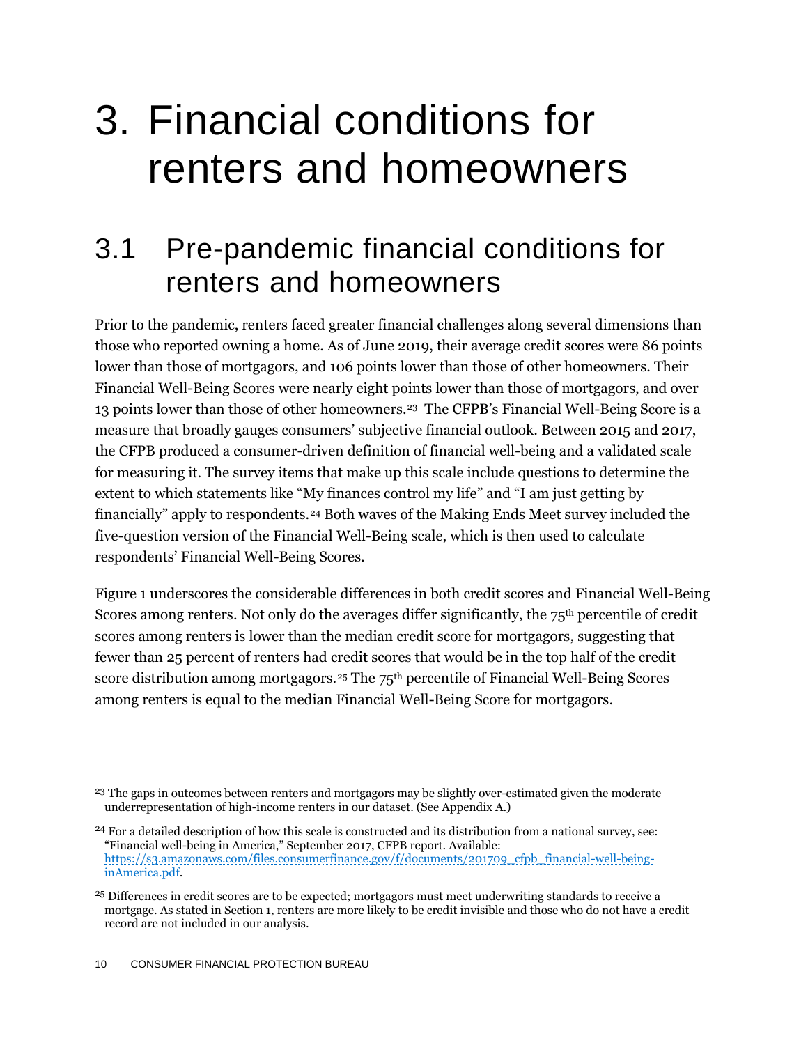# 3. Financial conditions for renters and homeowners

## 3.1 Pre-pandemic financial conditions for renters and homeowners

Prior to the pandemic, renters faced greater financial challenges along several dimensions than those who reported owning a home. As of June 2019, their average credit scores were 86 points lower than those of mortgagors, and 106 points lower than those of other homeowners. Their Financial Well-Being Scores were nearly eight points lower than those of mortgagors, and over 13 points lower than those of other homeowners.[23] The CFPB's Financial Well-Being Score is a measure that broadly gauges consumers' subjective financial outlook. Between 2015 and 2017, the CFPB produced a consumer-driven definition of financial well-being and a validated scale for measuring it. The survey items that make up this scale include questions to determine the extent to which statements like "My finances control my life" and "I am just getting by financially" apply to respondents.[24] Both waves of the Making Ends Meet survey included the five-question version of the Financial Well-Being scale, which is then used to calculate respondents' Financial Well-Being Scores.

Figure 1 underscores the considerable differences in both credit scores and Financial Well-Being Scores among renters. Not only do the averages differ significantly, the 75th percentile of credit scores among renters is lower than the median credit score for mortgagors, suggesting that fewer than 25 percent of renters had credit scores that would be in the top half of the credit score distribution among mortgagors.[25] The 75th percentile of Financial Well-Being Scores among renters is equal to the median Financial Well-Being Score for mortgagors.

---

[23] The gaps in outcomes between renters and mortgagors may be slightly over-estimated given the moderate underrepresentation of high-income renters in our dataset. (See Appendix A.)

[24] For a detailed description of how this scale is constructed and its distribution from a national survey, see: "Financial well-being in America," September 2017, CFPB report. Available: https://s3.amazonaws.com/files.consumerfinance.gov/f/documents/201709_cfpb_financial-well-being-inAmerica.pdf.

[25] Differences in credit scores are to be expected; mortgagors must meet underwriting standards to receive a mortgage. As stated in Section 1, renters are more likely to be credit invisible and those who do not have a credit record are not included in our analysis.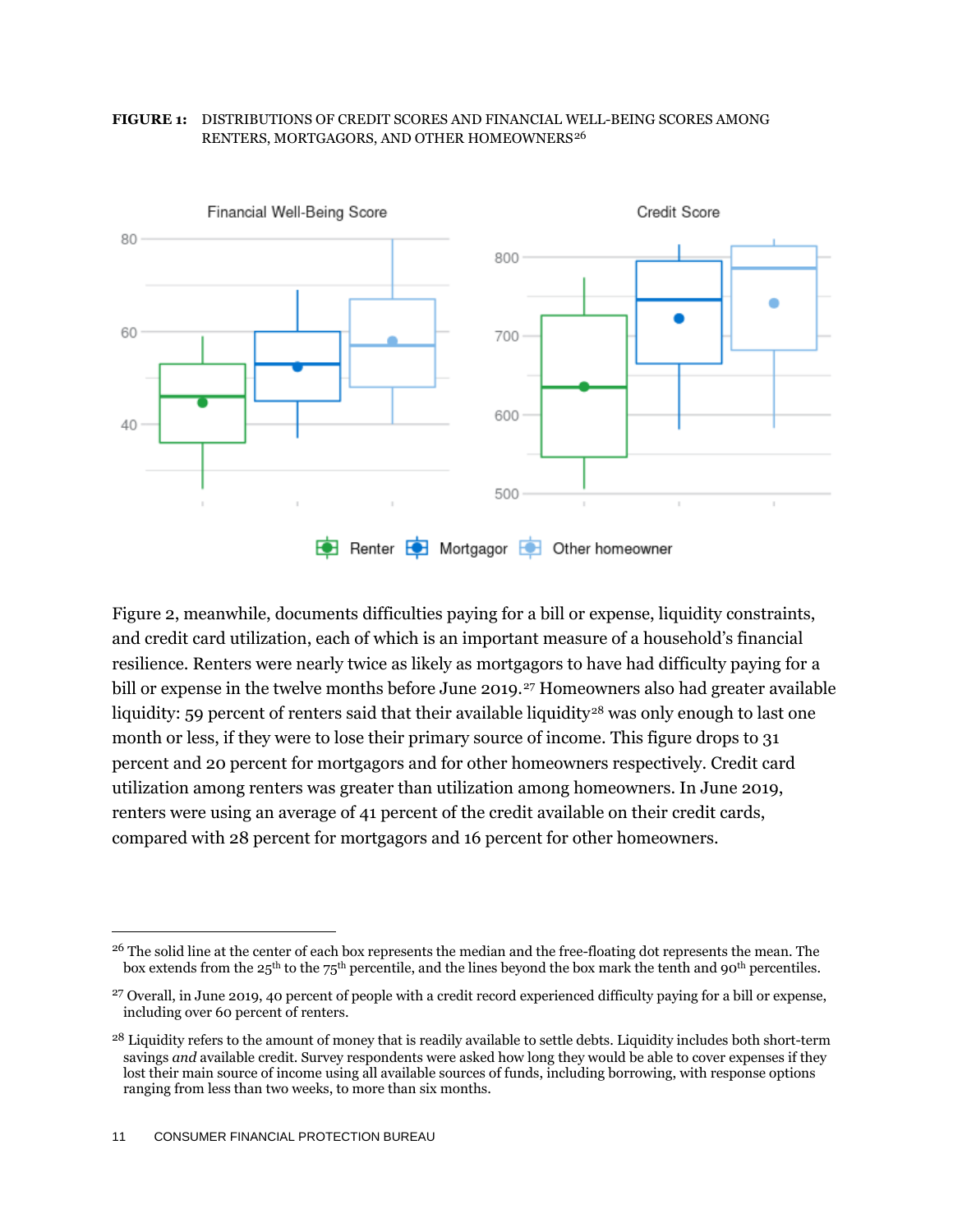**FIGURE 1:** DISTRIBUTIONS OF CREDIT SCORES AND FINANCIAL WELL-BEING SCORES AMONG RENTERS, MORTGAGORS, AND OTHER HOMEOWNERS[26]

Figure 2, meanwhile, documents difficulties paying for a bill or expense, liquidity constraints, and credit card utilization, each of which is an important measure of a household's financial resilience. Renters were nearly twice as likely as mortgagors to have had difficulty paying for a bill or expense in the twelve months before June 2019.[27] Homeowners also had greater available liquidity: 59 percent of renters said that their available liquidity[28] was only enough to last one month or less, if they were to lose their primary source of income. This figure drops to 31 percent and 20 percent for mortgagors and for other homeowners respectively. Credit card utilization among renters was greater than utilization among homeowners. In June 2019, renters were using an average of 41 percent of the credit available on their credit cards, compared with 28 percent for mortgagors and 16 percent for other homeowners.

---

[26] The solid line at the center of each box represents the median and the free-floating dot represents the mean. The box extends from the 25th to the 75th percentile, and the lines beyond the box mark the tenth and 90th percentiles.

[27] Overall, in June 2019, 40 percent of people with a credit record experienced difficulty paying for a bill or expense, including over 60 percent of renters.

[28] Liquidity refers to the amount of money that is readily available to settle debts. Liquidity includes both short-term savings *and* available credit. Survey respondents were asked how long they would be able to cover expenses if they lost their main source of income using all available sources of funds, including borrowing, with response options ranging from less than two weeks, to more than six months.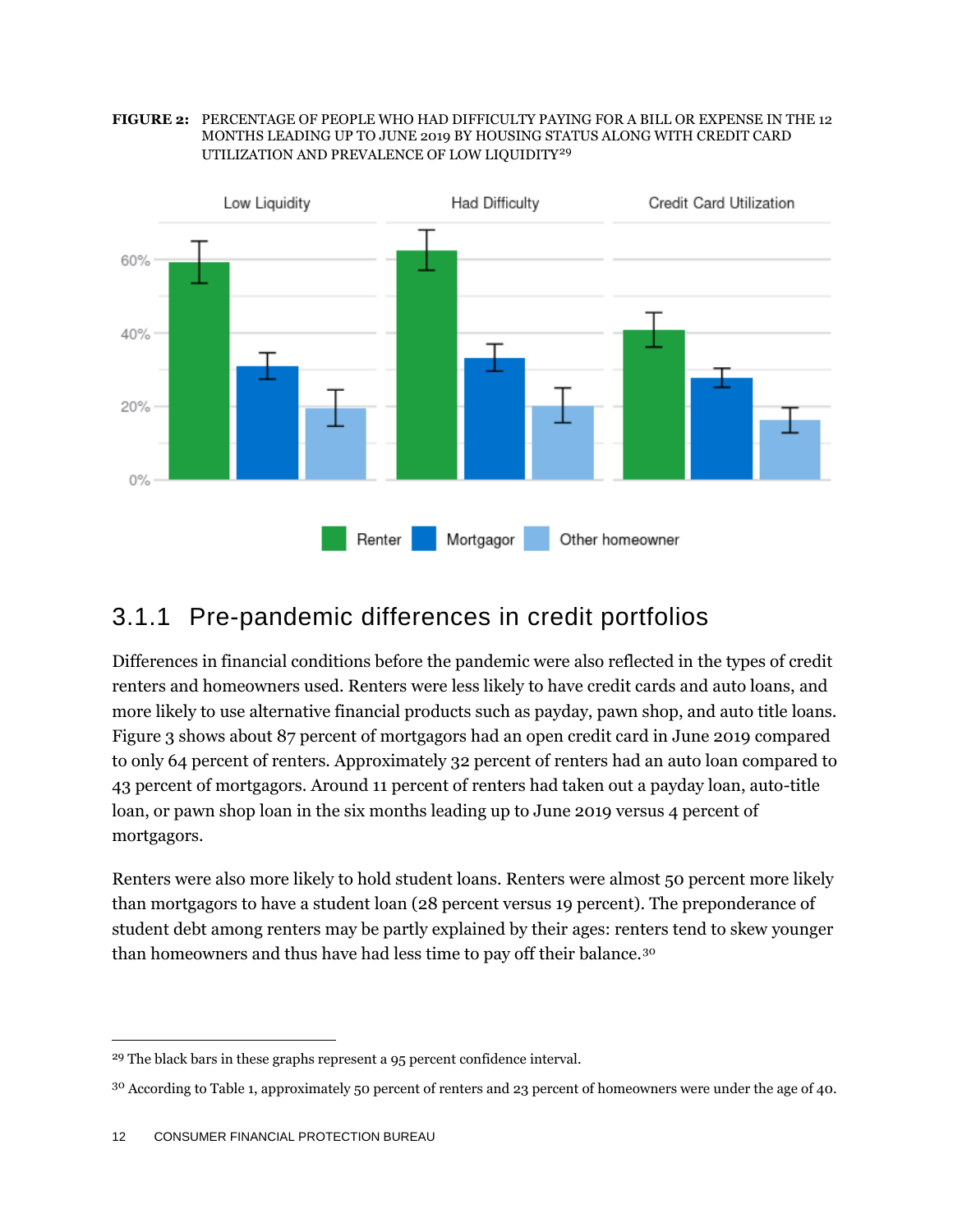**FIGURE 2:** PERCENTAGE OF PEOPLE WHO HAD DIFFICULTY PAYING FOR A BILL OR EXPENSE IN THE 12 MONTHS LEADING UP TO JUNE 2019 BY HOUSING STATUS ALONG WITH CREDIT CARD UTILIZATION AND PREVALENCE OF LOW LIQUIDITY[29]

### 3.1.1 Pre-pandemic differences in credit portfolios

Differences in financial conditions before the pandemic were also reflected in the types of credit renters and homeowners used. Renters were less likely to have credit cards and auto loans, and more likely to use alternative financial products such as payday, pawn shop, and auto title loans. Figure 3 shows about 87 percent of mortgagors had an open credit card in June 2019 compared to only 64 percent of renters. Approximately 32 percent of renters had an auto loan compared to 43 percent of mortgagors. Around 11 percent of renters had taken out a payday loan, auto-title loan, or pawn shop loan in the six months leading up to June 2019 versus 4 percent of mortgagors.

Renters were also more likely to hold student loans. Renters were almost 50 percent more likely than mortgagors to have a student loan (28 percent versus 19 percent). The preponderance of student debt among renters may be partly explained by their ages: renters tend to skew younger than homeowners and thus have had less time to pay off their balance.[30]

---

[29] The black bars in these graphs represent a 95 percent confidence interval.

[30] According to Table 1, approximately 50 percent of renters and 23 percent of homeowners were under the age of 40.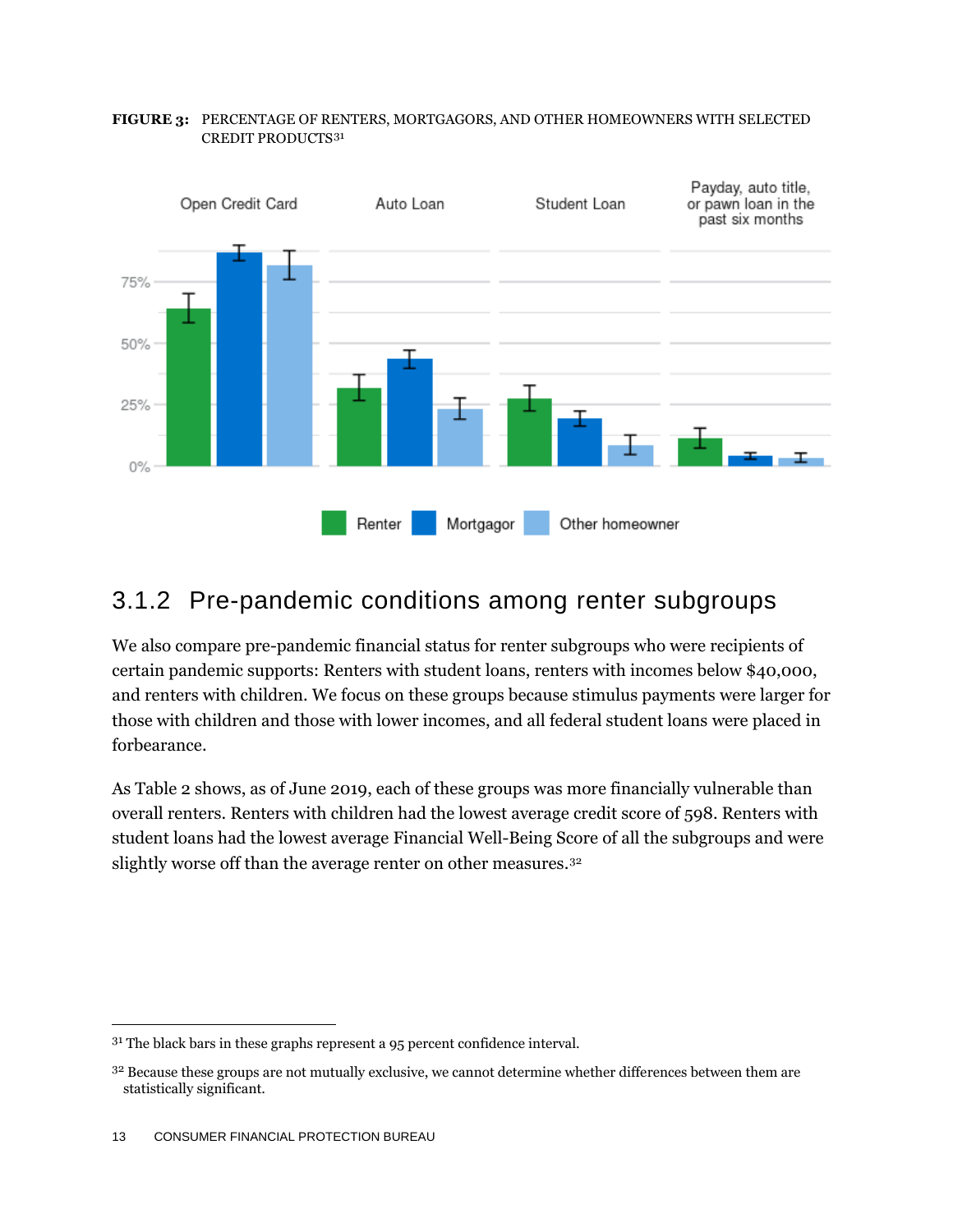**FIGURE 3:** PERCENTAGE OF RENTERS, MORTGAGORS, AND OTHER HOMEOWNERS WITH SELECTED CREDIT PRODUCTS[31]

## 3.1.2 Pre-pandemic conditions among renter subgroups

We also compare pre-pandemic financial status for renter subgroups who were recipients of certain pandemic supports: Renters with student loans, renters with incomes below $40,000, and renters with children. We focus on these groups because stimulus payments were larger for those with children and those with lower incomes, and all federal student loans were placed in forbearance.

As Table 2 shows, as of June 2019, each of these groups was more financially vulnerable than overall renters. Renters with children had the lowest average credit score of 598. Renters with student loans had the lowest average Financial Well-Being Score of all the subgroups and were slightly worse off than the average renter on other measures.[32]

---

[31] The black bars in these graphs represent a 95 percent confidence interval.

[32] Because these groups are not mutually exclusive, we cannot determine whether differences between them are statistically significant.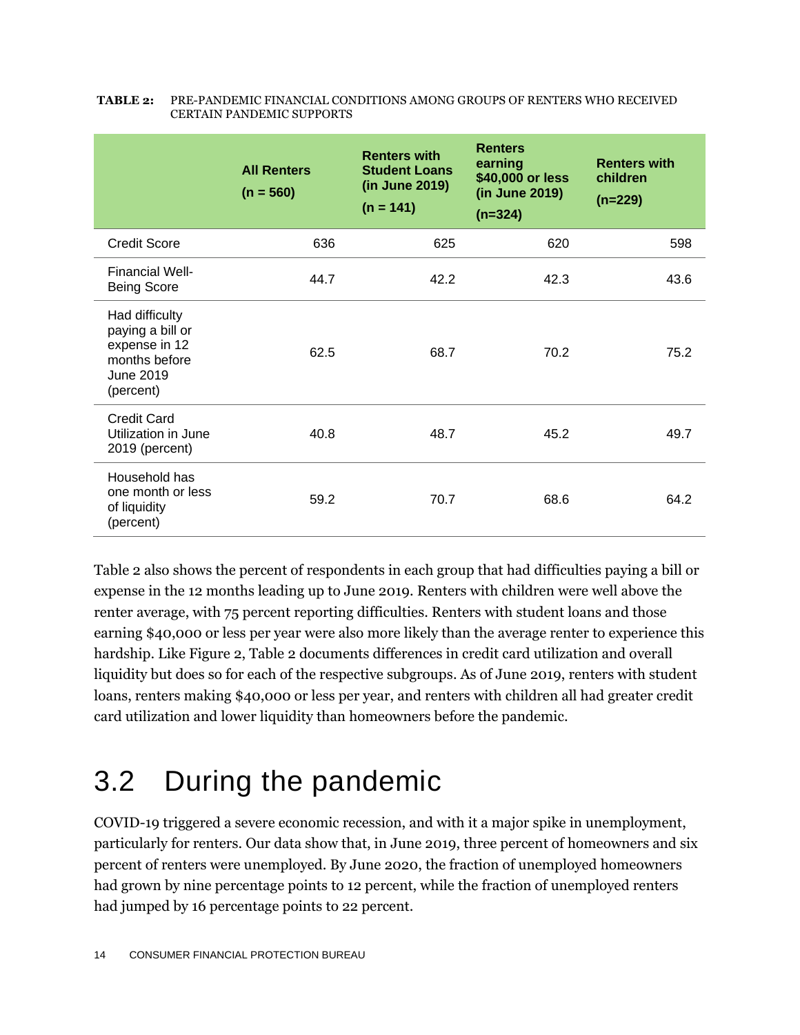**TABLE 2:** PRE-PANDEMIC FINANCIAL CONDITIONS AMONG GROUPS OF RENTERS WHO RECEIVED CERTAIN PANDEMIC SUPPORTS

| | All Renters (n = 560) | Renters with Student Loans (in June 2019) (n = 141) | Renters earning $40,000 or less (in June 2019) (n=324) | Renters with children (n=229) |
|---|---|---|---|---|
| Credit Score | 636 | 625 | 620 | 598 |
| Financial Well-Being Score | 44.7 | 42.2 | 42.3 | 43.6 |
| Had difficulty paying a bill or expense in 12 months before June 2019 (percent) | 62.5 | 68.7 | 70.2 | 75.2 |
| Credit Card Utilization in June 2019 (percent) | 40.8 | 48.7 | 45.2 | 49.7 |
| Household has one month or less of liquidity (percent) | 59.2 | 70.7 | 68.6 | 64.2 |

Table 2 also shows the percent of respondents in each group that had difficulties paying a bill or expense in the 12 months leading up to June 2019. Renters with children were well above the renter average, with 75 percent reporting difficulties. Renters with student loans and those earning $40,000 or less per year were also more likely than the average renter to experience this hardship. Like Figure 2, Table 2 documents differences in credit card utilization and overall liquidity but does so for each of the respective subgroups. As of June 2019, renters with student loans, renters making $40,000 or less per year, and renters with children all had greater credit card utilization and lower liquidity than homeowners before the pandemic.

## 3.2 During the pandemic

COVID-19 triggered a severe economic recession, and with it a major spike in unemployment, particularly for renters. Our data show that, in June 2019, three percent of homeowners and six percent of renters were unemployed. By June 2020, the fraction of unemployed homeowners had grown by nine percentage points to 12 percent, while the fraction of unemployed renters had jumped by 16 percentage points to 22 percent.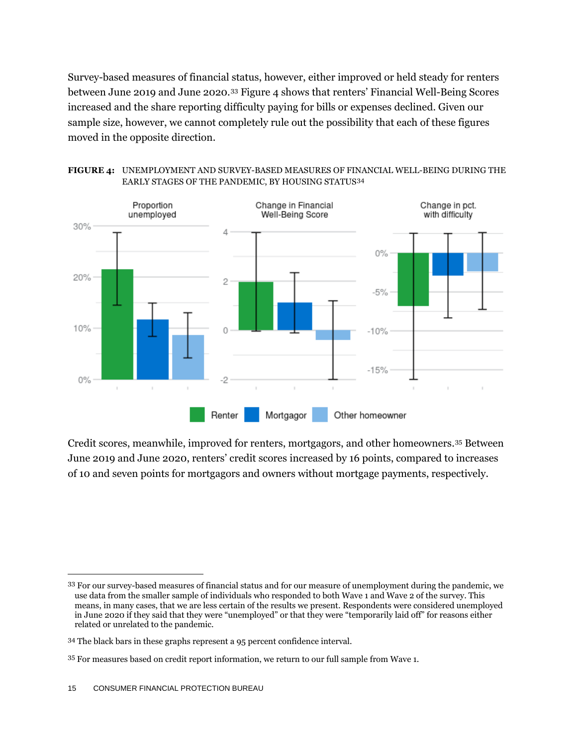Survey-based measures of financial status, however, either improved or held steady for renters between June 2019 and June 2020.[33] Figure 4 shows that renters' Financial Well-Being Scores increased and the share reporting difficulty paying for bills or expenses declined. Given our sample size, however, we cannot completely rule out the possibility that each of these figures moved in the opposite direction.

**FIGURE 4:** UNEMPLOYMENT AND SURVEY-BASED MEASURES OF FINANCIAL WELL-BEING DURING THE EARLY STAGES OF THE PANDEMIC, BY HOUSING STATUS[34]

Credit scores, meanwhile, improved for renters, mortgagors, and other homeowners.[35] Between June 2019 and June 2020, renters' credit scores increased by 16 points, compared to increases of 10 and seven points for mortgagors and owners without mortgage payments, respectively.

---

[33] For our survey-based measures of financial status and for our measure of unemployment during the pandemic, we use data from the smaller sample of individuals who responded to both Wave 1 and Wave 2 of the survey. This means, in many cases, that we are less certain of the results we present. Respondents were considered unemployed in June 2020 if they said that they were "unemployed" or that they were "temporarily laid off" for reasons either related or unrelated to the pandemic.

[34] The black bars in these graphs represent a 95 percent confidence interval.

[35] For measures based on credit report information, we return to our full sample from Wave 1.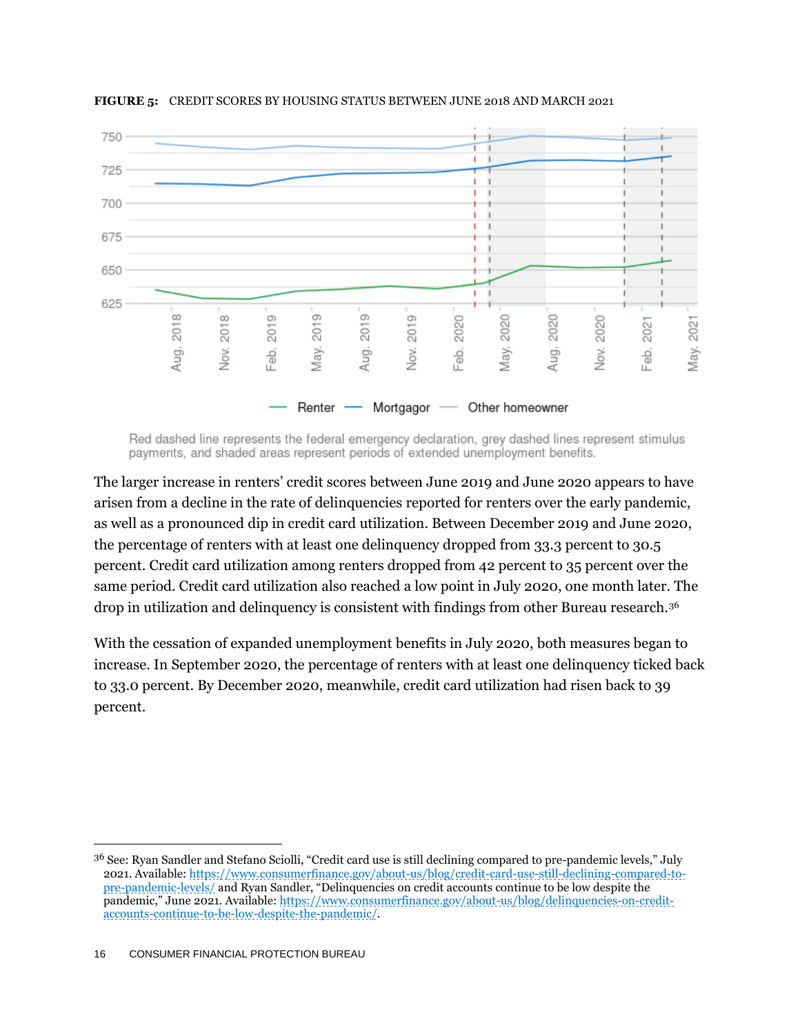**FIGURE 5:** CREDIT SCORES BY HOUSING STATUS BETWEEN JUNE 2018 AND MARCH 2021

Red dashed line represents the federal emergency declaration, grey dashed lines represent stimulus payments, and shaded areas represent periods of extended unemployment benefits.

The larger increase in renters' credit scores between June 2019 and June 2020 appears to have arisen from a decline in the rate of delinquencies reported for renters over the early pandemic, as well as a pronounced dip in credit card utilization. Between December 2019 and June 2020, the percentage of renters with at least one delinquency dropped from 33.3 percent to 30.5 percent. Credit card utilization among renters dropped from 42 percent to 35 percent over the same period. Credit card utilization also reached a low point in July 2020, one month later. The drop in utilization and delinquency is consistent with findings from other Bureau research.[36]

With the cessation of expanded unemployment benefits in July 2020, both measures began to increase. In September 2020, the percentage of renters with at least one delinquency ticked back to 33.0 percent. By December 2020, meanwhile, credit card utilization had risen back to 39 percent.

[36] See: Ryan Sandler and Stefano Sciolli, "Credit card use is still declining compared to pre-pandemic levels," July 2021. Available: https://www.consumerfinance.gov/about-us/blog/credit-card-use-still-declining-compared-to-pre-pandemic-levels/ and Ryan Sandler, "Delinquencies on credit accounts continue to be low despite the pandemic," June 2021. Available: https://www.consumerfinance.gov/about-us/blog/delinquencies-on-credit-accounts-continue-to-be-low-despite-the-pandemic/.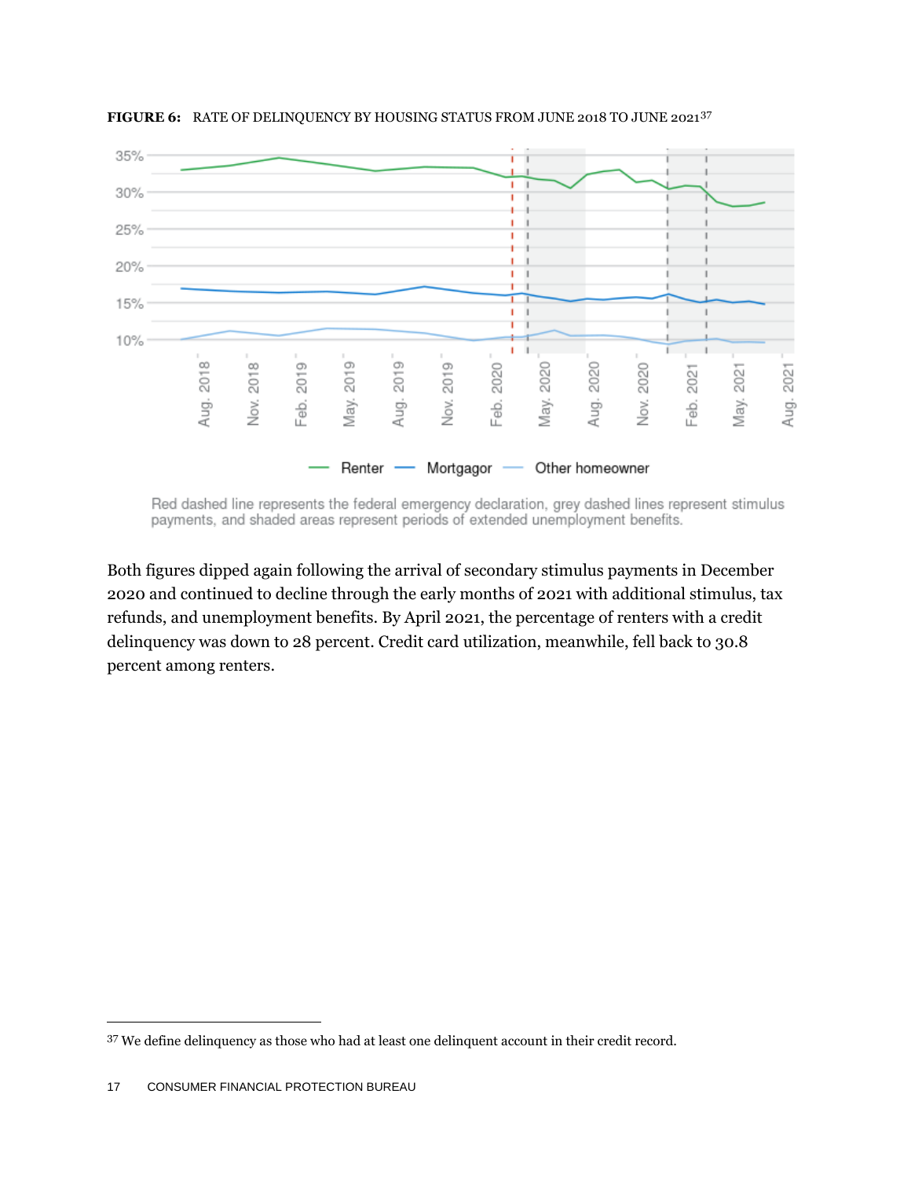**FIGURE 6:** RATE OF DELINQUENCY BY HOUSING STATUS FROM JUNE 2018 TO JUNE 2021[37]

Red dashed line represents the federal emergency declaration, grey dashed lines represent stimulus payments, and shaded areas represent periods of extended unemployment benefits.

Both figures dipped again following the arrival of secondary stimulus payments in December 2020 and continued to decline through the early months of 2021 with additional stimulus, tax refunds, and unemployment benefits. By April 2021, the percentage of renters with a credit delinquency was down to 28 percent. Credit card utilization, meanwhile, fell back to 30.8 percent among renters.

[37] We define delinquency as those who had at least one delinquent account in their credit record.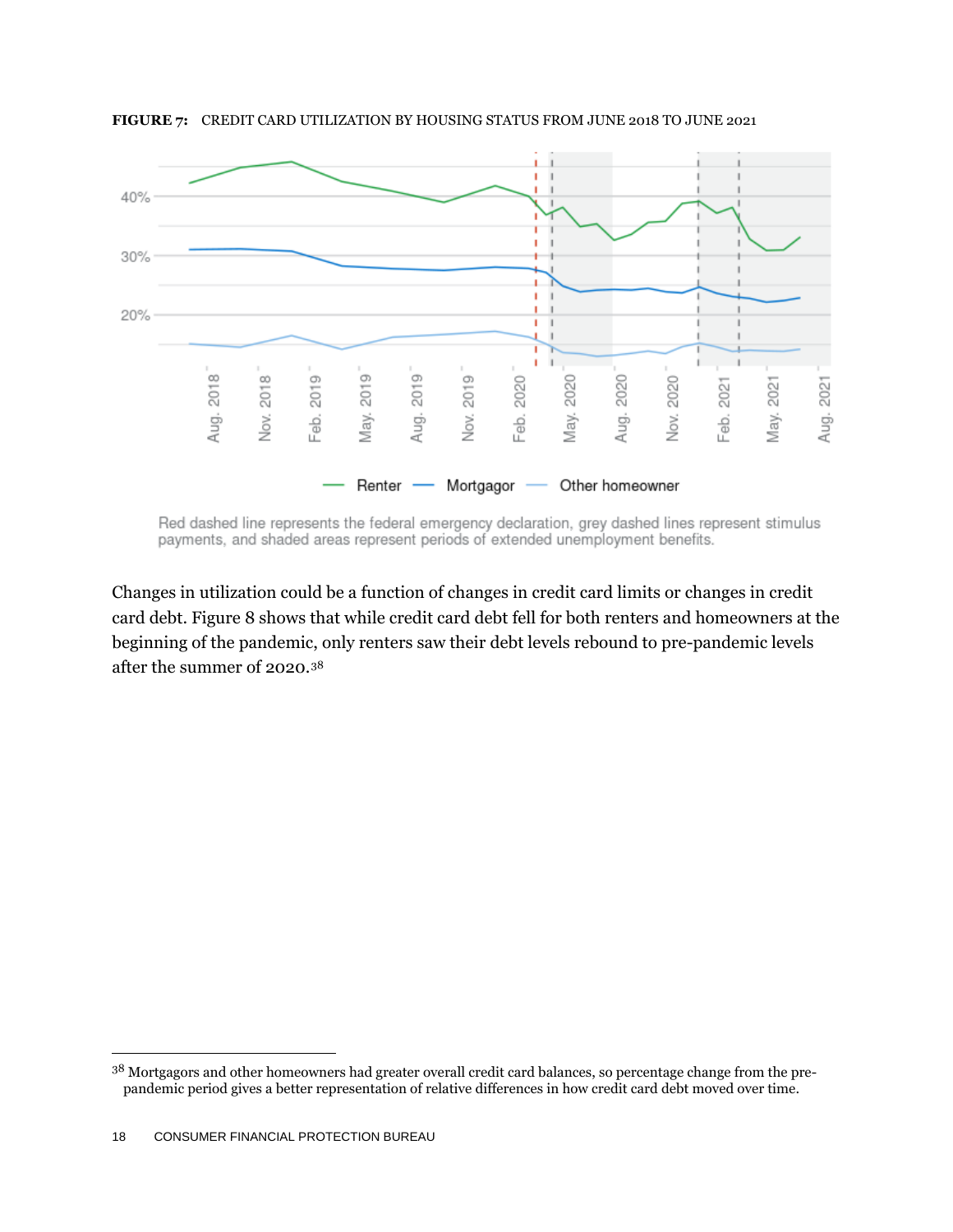**FIGURE 7:** CREDIT CARD UTILIZATION BY HOUSING STATUS FROM JUNE 2018 TO JUNE 2021

Red dashed line represents the federal emergency declaration, grey dashed lines represent stimulus payments, and shaded areas represent periods of extended unemployment benefits.

Changes in utilization could be a function of changes in credit card limits or changes in credit card debt. Figure 8 shows that while credit card debt fell for both renters and homeowners at the beginning of the pandemic, only renters saw their debt levels rebound to pre-pandemic levels after the summer of 2020.[38]

---

[38] Mortgagors and other homeowners had greater overall credit card balances, so percentage change from the pre-pandemic period gives a better representation of relative differences in how credit card debt moved over time.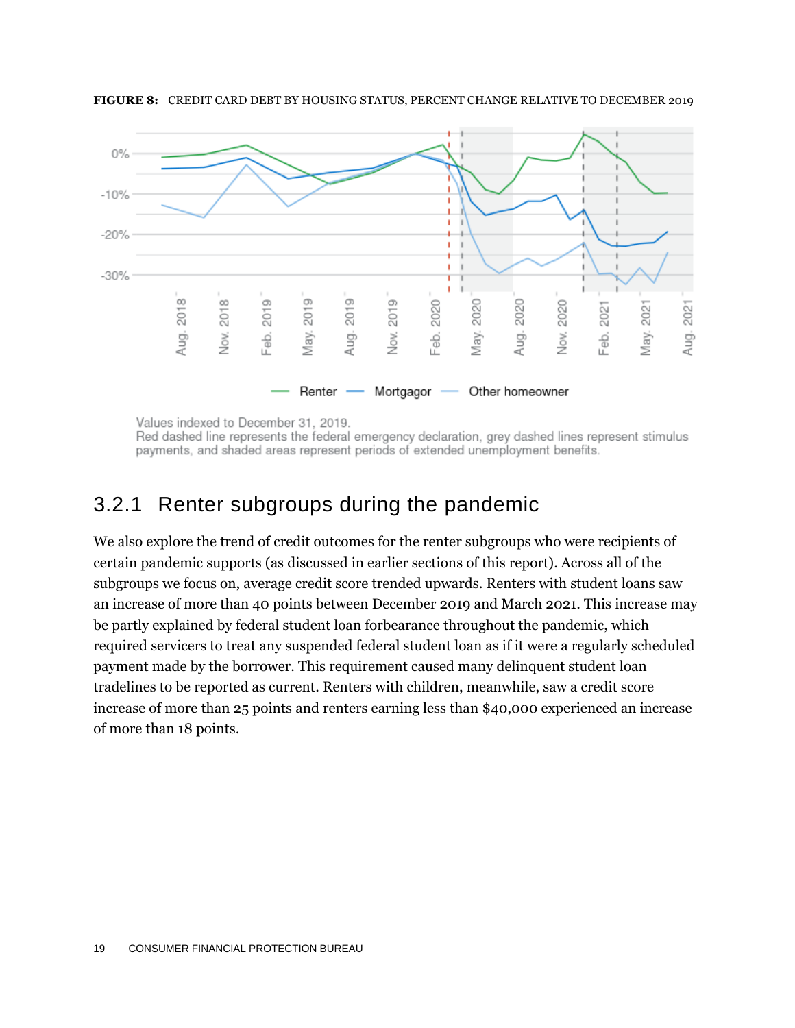**FIGURE 8:** CREDIT CARD DEBT BY HOUSING STATUS, PERCENT CHANGE RELATIVE TO DECEMBER 2019

Values indexed to December 31, 2019.
Red dashed line represents the federal emergency declaration, grey dashed lines represent stimulus payments, and shaded areas represent periods of extended unemployment benefits.

### 3.2.1 Renter subgroups during the pandemic

We also explore the trend of credit outcomes for the renter subgroups who were recipients of certain pandemic supports (as discussed in earlier sections of this report). Across all of the subgroups we focus on, average credit score trended upwards. Renters with student loans saw an increase of more than 40 points between December 2019 and March 2021. This increase may be partly explained by federal student loan forbearance throughout the pandemic, which required servicers to treat any suspended federal student loan as if it were a regularly scheduled payment made by the borrower. This requirement caused many delinquent student loan tradelines to be reported as current. Renters with children, meanwhile, saw a credit score increase of more than 25 points and renters earning less than $40,000 experienced an increase of more than 18 points.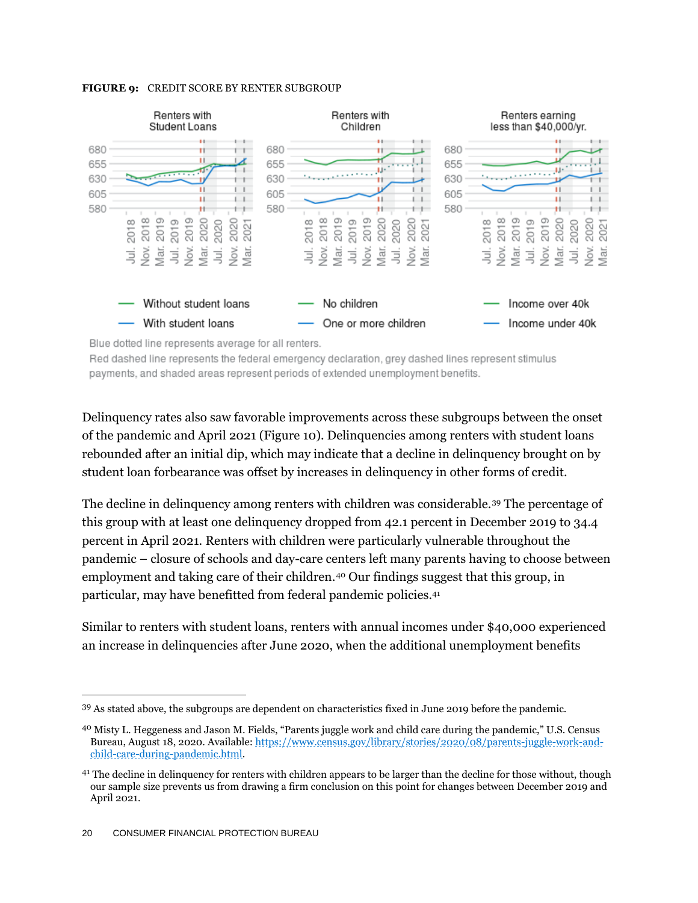**FIGURE 9:** CREDIT SCORE BY RENTER SUBGROUP

Renters with Student Loans

Renters with Children

Renters earning less than $40,000/yr.

- Without student loans
- With student loans

- No children
- One or more children

- Income over 40k
- Income under 40k

Blue dotted line represents average for all renters.
Red dashed line represents the federal emergency declaration, grey dashed lines represent stimulus payments, and shaded areas represent periods of extended unemployment benefits.

Delinquency rates also saw favorable improvements across these subgroups between the onset of the pandemic and April 2021 (Figure 10). Delinquencies among renters with student loans rebounded after an initial dip, which may indicate that a decline in delinquency brought on by student loan forbearance was offset by increases in delinquency in other forms of credit.

The decline in delinquency among renters with children was considerable.[39] The percentage of this group with at least one delinquency dropped from 42.1 percent in December 2019 to 34.4 percent in April 2021. Renters with children were particularly vulnerable throughout the pandemic – closure of schools and day-care centers left many parents having to choose between employment and taking care of their children.[40] Our findings suggest that this group, in particular, may have benefitted from federal pandemic policies.[41]

Similar to renters with student loans, renters with annual incomes under $40,000 experienced an increase in delinquencies after June 2020, when the additional unemployment benefits

---

[39] As stated above, the subgroups are dependent on characteristics fixed in June 2019 before the pandemic.

[40] Misty L. Heggeness and Jason M. Fields, "Parents juggle work and child care during the pandemic," U.S. Census Bureau, August 18, 2020. Available: https://www.census.gov/library/stories/2020/08/parents-juggle-work-and-child-care-during-pandemic.html.

[41] The decline in delinquency for renters with children appears to be larger than the decline for those without, though our sample size prevents us from drawing a firm conclusion on this point for changes between December 2019 and April 2021.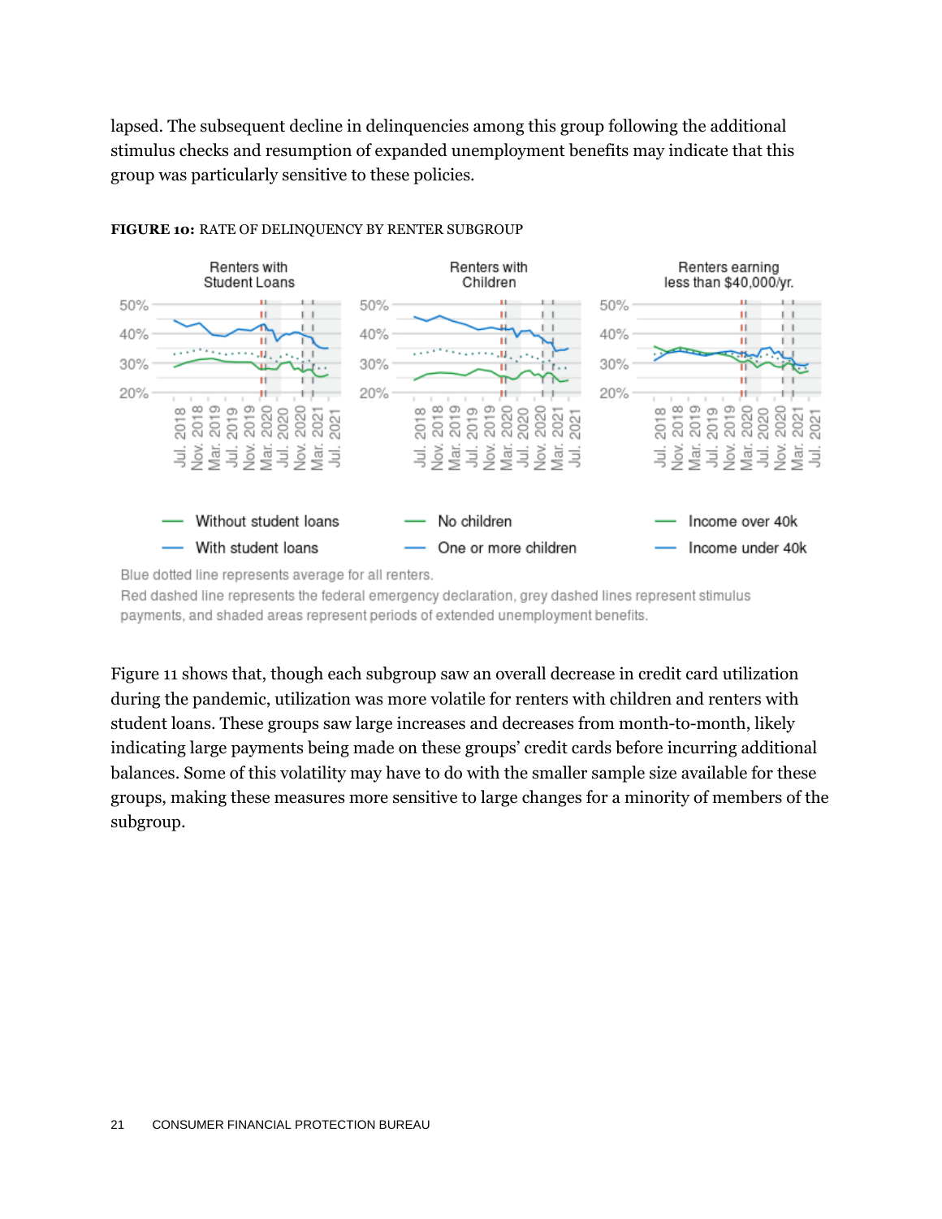lapsed. The subsequent decline in delinquencies among this group following the additional stimulus checks and resumption of expanded unemployment benefits may indicate that this group was particularly sensitive to these policies.

**FIGURE 10:** RATE OF DELINQUENCY BY RENTER SUBGROUP

Blue dotted line represents average for all renters.
Red dashed line represents the federal emergency declaration, grey dashed lines represent stimulus payments, and shaded areas represent periods of extended unemployment benefits.

Figure 11 shows that, though each subgroup saw an overall decrease in credit card utilization during the pandemic, utilization was more volatile for renters with children and renters with student loans. These groups saw large increases and decreases from month-to-month, likely indicating large payments being made on these groups' credit cards before incurring additional balances. Some of this volatility may have to do with the smaller sample size available for these groups, making these measures more sensitive to large changes for a minority of members of the subgroup.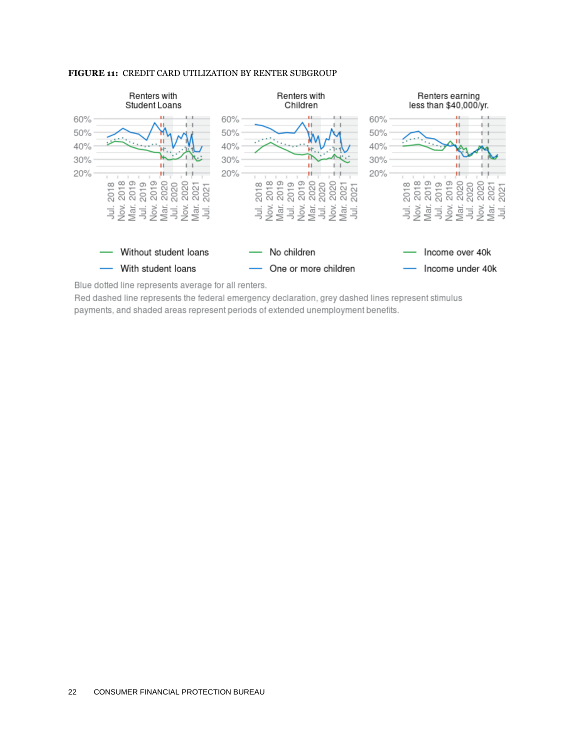**FIGURE 11:** CREDIT CARD UTILIZATION BY RENTER SUBGROUP

Blue dotted line represents average for all renters.

Red dashed line represents the federal emergency declaration, grey dashed lines represent stimulus payments, and shaded areas represent periods of extended unemployment benefits.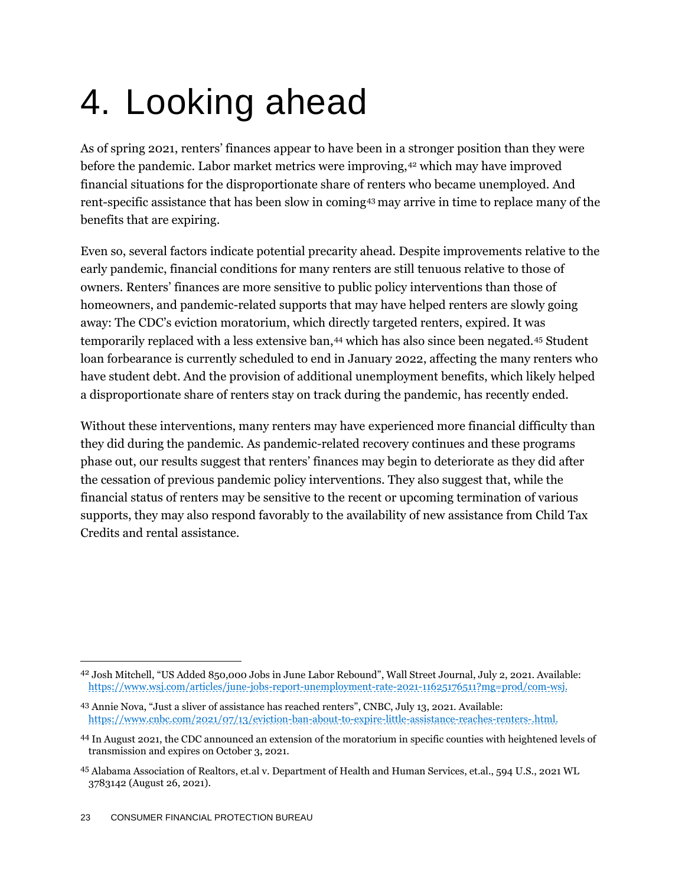# 4. Looking ahead

As of spring 2021, renters' finances appear to have been in a stronger position than they were before the pandemic. Labor market metrics were improving,[42] which may have improved financial situations for the disproportionate share of renters who became unemployed. And rent-specific assistance that has been slow in coming[43] may arrive in time to replace many of the benefits that are expiring.

Even so, several factors indicate potential precarity ahead. Despite improvements relative to the early pandemic, financial conditions for many renters are still tenuous relative to those of owners. Renters' finances are more sensitive to public policy interventions than those of homeowners, and pandemic-related supports that may have helped renters are slowly going away: The CDC's eviction moratorium, which directly targeted renters, expired. It was temporarily replaced with a less extensive ban,[44] which has also since been negated.[45] Student loan forbearance is currently scheduled to end in January 2022, affecting the many renters who have student debt. And the provision of additional unemployment benefits, which likely helped a disproportionate share of renters stay on track during the pandemic, has recently ended.

Without these interventions, many renters may have experienced more financial difficulty than they did during the pandemic. As pandemic-related recovery continues and these programs phase out, our results suggest that renters' finances may begin to deteriorate as they did after the cessation of previous pandemic policy interventions. They also suggest that, while the financial status of renters may be sensitive to the recent or upcoming termination of various supports, they may also respond favorably to the availability of new assistance from Child Tax Credits and rental assistance.

---

[42] Josh Mitchell, "US Added 850,000 Jobs in June Labor Rebound", Wall Street Journal, July 2, 2021. Available: https://www.wsj.com/articles/june-jobs-report-unemployment-rate-2021-11625176511?mg=prod/com-wsj.

[43] Annie Nova, "Just a sliver of assistance has reached renters", CNBC, July 13, 2021. Available: https://www.cnbc.com/2021/07/13/eviction-ban-about-to-expire-little-assistance-reaches-renters-.html.

[44] In August 2021, the CDC announced an extension of the moratorium in specific counties with heightened levels of transmission and expires on October 3, 2021.

[45] Alabama Association of Realtors, et.al v. Department of Health and Human Services, et.al., 594 U.S., 2021 WL 3783142 (August 26, 2021).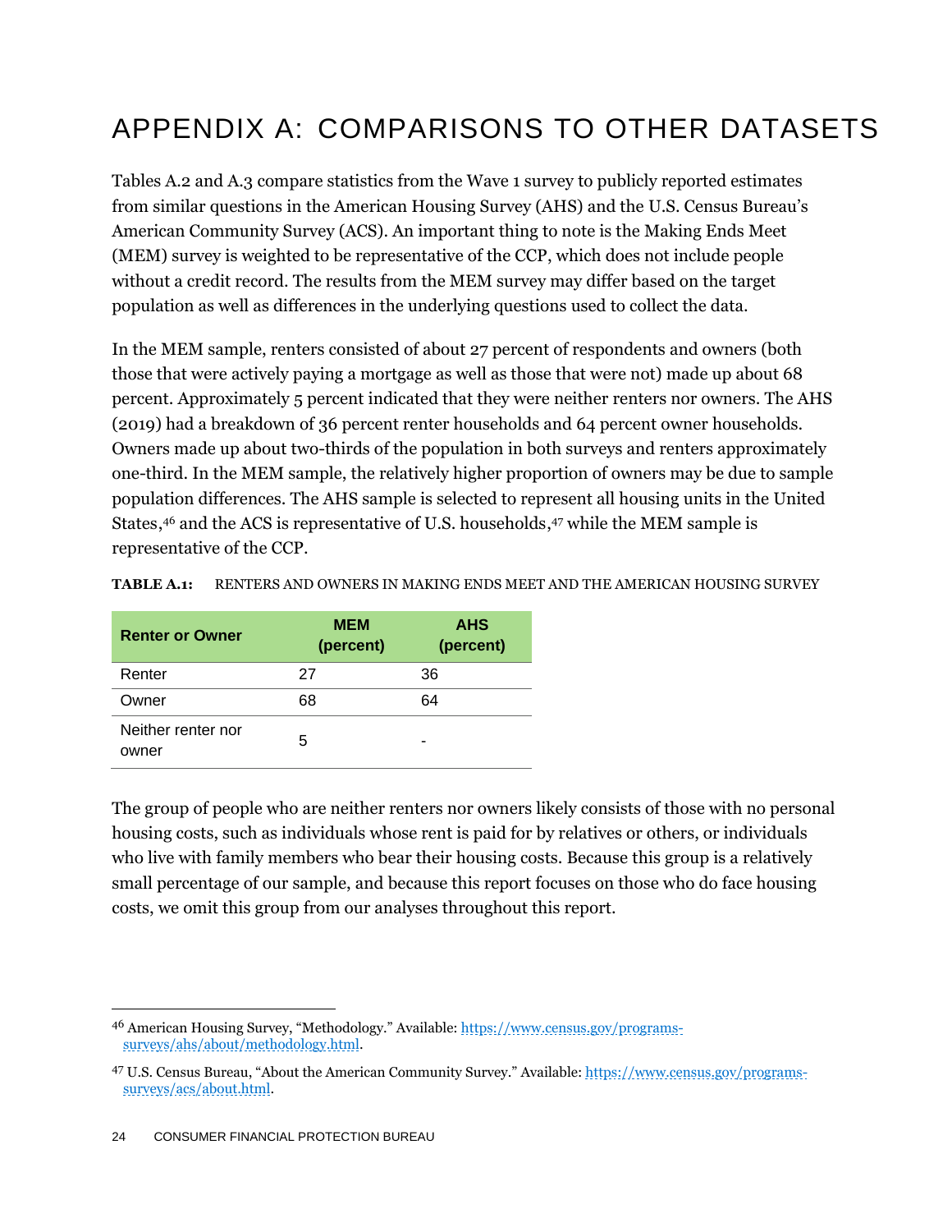# APPENDIX A: COMPARISONS TO OTHER DATASETS

Tables A.2 and A.3 compare statistics from the Wave 1 survey to publicly reported estimates from similar questions in the American Housing Survey (AHS) and the U.S. Census Bureau's American Community Survey (ACS). An important thing to note is the Making Ends Meet (MEM) survey is weighted to be representative of the CCP, which does not include people without a credit record. The results from the MEM survey may differ based on the target population as well as differences in the underlying questions used to collect the data.

In the MEM sample, renters consisted of about 27 percent of respondents and owners (both those that were actively paying a mortgage as well as those that were not) made up about 68 percent. Approximately 5 percent indicated that they were neither renters nor owners. The AHS (2019) had a breakdown of 36 percent renter households and 64 percent owner households. Owners made up about two-thirds of the population in both surveys and renters approximately one-third. In the MEM sample, the relatively higher proportion of owners may be due to sample population differences. The AHS sample is selected to represent all housing units in the United States,[46] and the ACS is representative of U.S. households,[47] while the MEM sample is representative of the CCP.

**TABLE A.1:** RENTERS AND OWNERS IN MAKING ENDS MEET AND THE AMERICAN HOUSING SURVEY

| Renter or Owner | MEM (percent) | AHS (percent) |
|---|---|---|
| Renter | 27 | 36 |
| Owner | 68 | 64 |
| Neither renter nor owner | 5 | - |

The group of people who are neither renters nor owners likely consists of those with no personal housing costs, such as individuals whose rent is paid for by relatives or others, or individuals who live with family members who bear their housing costs. Because this group is a relatively small percentage of our sample, and because this report focuses on those who do face housing costs, we omit this group from our analyses throughout this report.

---

[46] American Housing Survey, "Methodology." Available: https://www.census.gov/programs-surveys/ahs/about/methodology.html.

[47] U.S. Census Bureau, "About the American Community Survey." Available: https://www.census.gov/programs-surveys/acs/about.html.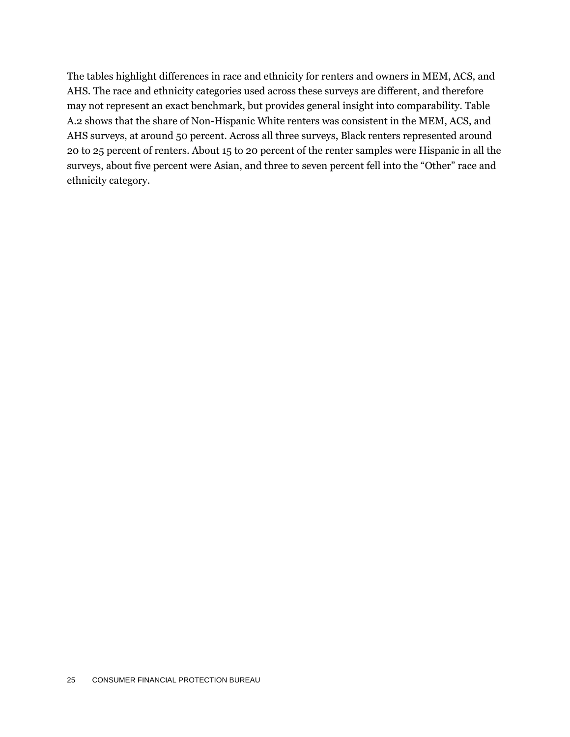The tables highlight differences in race and ethnicity for renters and owners in MEM, ACS, and AHS. The race and ethnicity categories used across these surveys are different, and therefore may not represent an exact benchmark, but provides general insight into comparability. Table A.2 shows that the share of Non-Hispanic White renters was consistent in the MEM, ACS, and AHS surveys, at around 50 percent. Across all three surveys, Black renters represented around 20 to 25 percent of renters. About 15 to 20 percent of the renter samples were Hispanic in all the surveys, about five percent were Asian, and three to seven percent fell into the "Other" race and ethnicity category.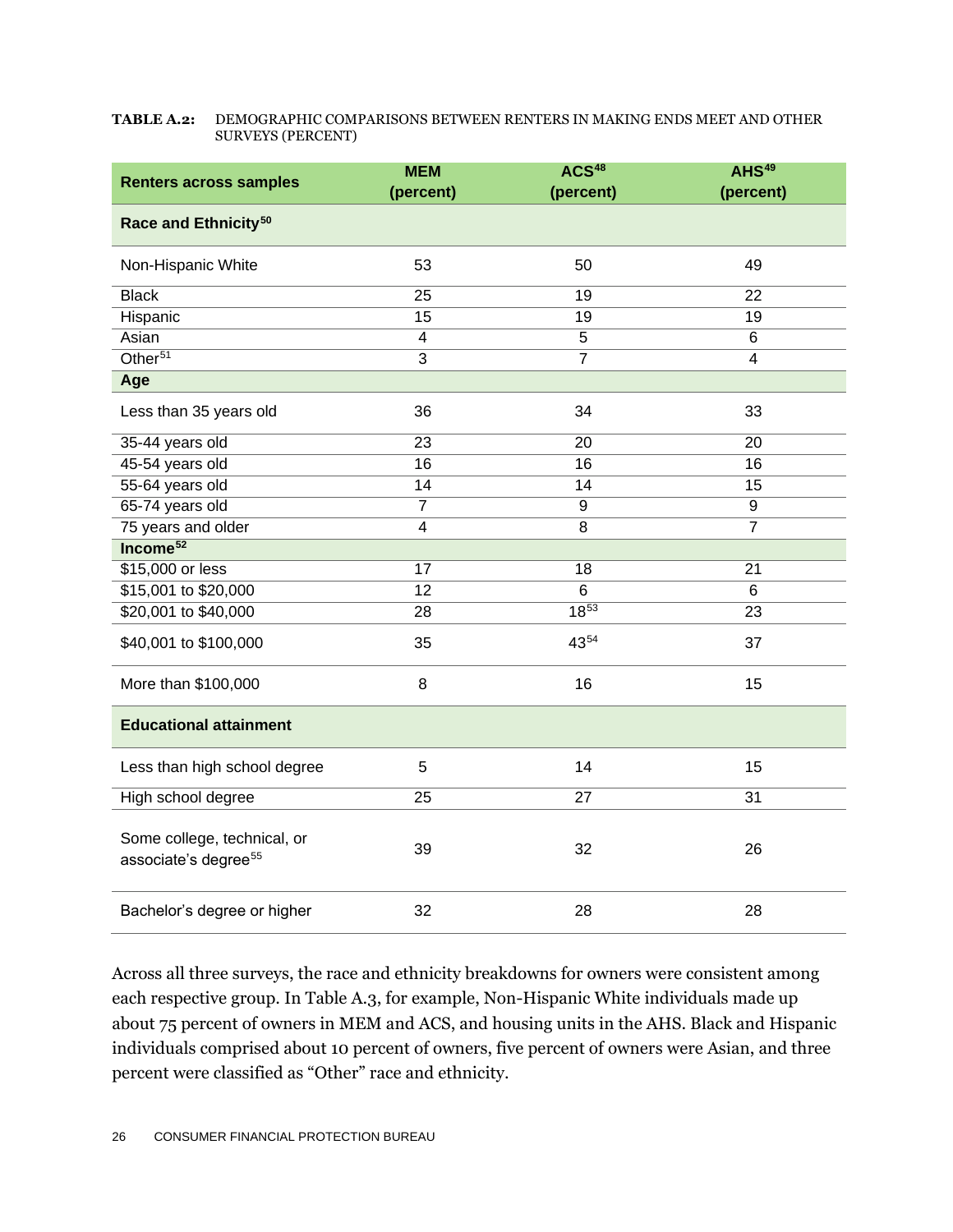**TABLE A.2:** DEMOGRAPHIC COMPARISONS BETWEEN RENTERS IN MAKING ENDS MEET AND OTHER SURVEYS (PERCENT)

| Renters across samples | MEM (percent) | ACS[48] (percent) | AHS[49] (percent) |
|---|---|---|---|
| **Race and Ethnicity[50]** | | | |
| Non-Hispanic White | 53 | 50 | 49 |
| Black | 25 | 19 | 22 |
| Hispanic | 15 | 19 | 19 |
| Asian | 4 | 5 | 6 |
| Other[51] | 3 | 7 | 4 |
| **Age** | | | |
| Less than 35 years old | 36 | 34 | 33 |
| 35-44 years old | 23 | 20 | 20 |
| 45-54 years old | 16 | 16 | 16 |
| 55-64 years old | 14 | 14 | 15 |
| 65-74 years old | 7 | 9 | 9 |
| 75 years and older | 4 | 8 | 7 |
| **Income[52]** | | | |
| $15,000 or less | 17 | 18 | 21 |
| $15,001 to $20,000 | 12 | 6 | 6 |
| $20,001 to $40,000 | 28 | 18[53] | 23 |
| $40,001 to $100,000 | 35 | 43[54] | 37 |
| More than $100,000 | 8 | 16 | 15 |
| **Educational attainment** | | | |
| Less than high school degree | 5 | 14 | 15 |
| High school degree | 25 | 27 | 31 |
| Some college, technical, or associate's degree[55] | 39 | 32 | 26 |
| Bachelor's degree or higher | 32 | 28 | 28 |

Across all three surveys, the race and ethnicity breakdowns for owners were consistent among each respective group. In Table A.3, for example, Non-Hispanic White individuals made up about 75 percent of owners in MEM and ACS, and housing units in the AHS. Black and Hispanic individuals comprised about 10 percent of owners, five percent of owners were Asian, and three percent were classified as "Other" race and ethnicity.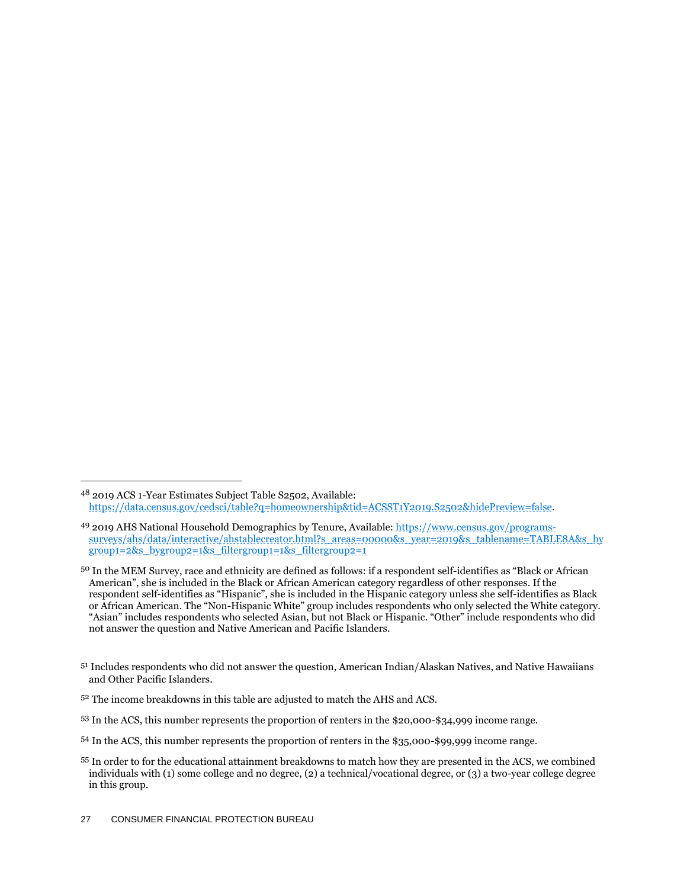[48] 2019 ACS 1-Year Estimates Subject Table S2502, Available: https://data.census.gov/cedsci/table?q=homeownership&tid=ACSST1Y2019.S2502&hidePreview=false.

[49] 2019 AHS National Household Demographics by Tenure, Available: https://www.census.gov/programs-surveys/ahs/data/interactive/ahstablecreator.html?s_areas=00000&s_year=2019&s_tablename=TABLE8A&s_bygroup1=2&s_bygroup2=1&s_filtergroup1=1&s_filtergroup2=1

[50] In the MEM Survey, race and ethnicity are defined as follows: if a respondent self-identifies as "Black or African American", she is included in the Black or African American category regardless of other responses. If the respondent self-identifies as "Hispanic", she is included in the Hispanic category unless she self-identifies as Black or African American. The "Non-Hispanic White" group includes respondents who only selected the White category. "Asian" includes respondents who selected Asian, but not Black or Hispanic. "Other" include respondents who did not answer the question and Native American and Pacific Islanders.

[51] Includes respondents who did not answer the question, American Indian/Alaskan Natives, and Native Hawaiians and Other Pacific Islanders.

[52] The income breakdowns in this table are adjusted to match the AHS and ACS.

[53] In the ACS, this number represents the proportion of renters in the $20,000-$34,999 income range.

[54] In the ACS, this number represents the proportion of renters in the $35,000-$99,999 income range.

[55] In order to for the educational attainment breakdowns to match how they are presented in the ACS, we combined individuals with (1) some college and no degree, (2) a technical/vocational degree, or (3) a two-year college degree in this group.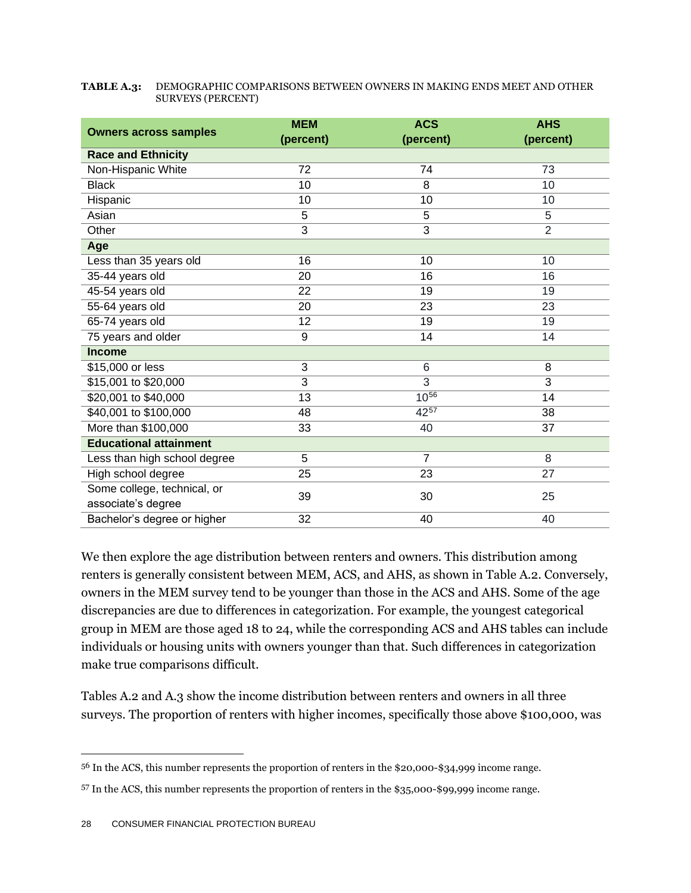**TABLE A.3:** DEMOGRAPHIC COMPARISONS BETWEEN OWNERS IN MAKING ENDS MEET AND OTHER SURVEYS (PERCENT)

| Owners across samples | MEM (percent) | ACS (percent) | AHS (percent) |
|---|---|---|---|
| **Race and Ethnicity** | | | |
| Non-Hispanic White | 72 | 74 | 73 |
| Black | 10 | 8 | 10 |
| Hispanic | 10 | 10 | 10 |
| Asian | 5 | 5 | 5 |
| Other | 3 | 3 | 2 |
| **Age** | | | |
| Less than 35 years old | 16 | 10 | 10 |
| 35-44 years old | 20 | 16 | 16 |
| 45-54 years old | 22 | 19 | 19 |
| 55-64 years old | 20 | 23 | 23 |
| 65-74 years old | 12 | 19 | 19 |
| 75 years and older | 9 | 14 | 14 |
| **Income** | | | |
| $15,000 or less | 3 | 6 | 8 |
| $15,001 to $20,000 | 3 | 3 | 3 |
| $20,001 to $40,000 | 13 | 10[56] | 14 |
| $40,001 to $100,000 | 48 | 42[57] | 38 |
| More than $100,000 | 33 | 40 | 37 |
| **Educational attainment** | | | |
| Less than high school degree | 5 | 7 | 8 |
| High school degree | 25 | 23 | 27 |
| Some college, technical, or associate's degree | 39 | 30 | 25 |
| Bachelor's degree or higher | 32 | 40 | 40 |

We then explore the age distribution between renters and owners. This distribution among renters is generally consistent between MEM, ACS, and AHS, as shown in Table A.2. Conversely, owners in the MEM survey tend to be younger than those in the ACS and AHS. Some of the age discrepancies are due to differences in categorization. For example, the youngest categorical group in MEM are those aged 18 to 24, while the corresponding ACS and AHS tables can include individuals or housing units with owners younger than that. Such differences in categorization make true comparisons difficult.

Tables A.2 and A.3 show the income distribution between renters and owners in all three surveys. The proportion of renters with higher incomes, specifically those above $100,000, was

[56] In the ACS, this number represents the proportion of renters in the $20,000-$34,999 income range.

[57] In the ACS, this number represents the proportion of renters in the $35,000-$99,999 income range.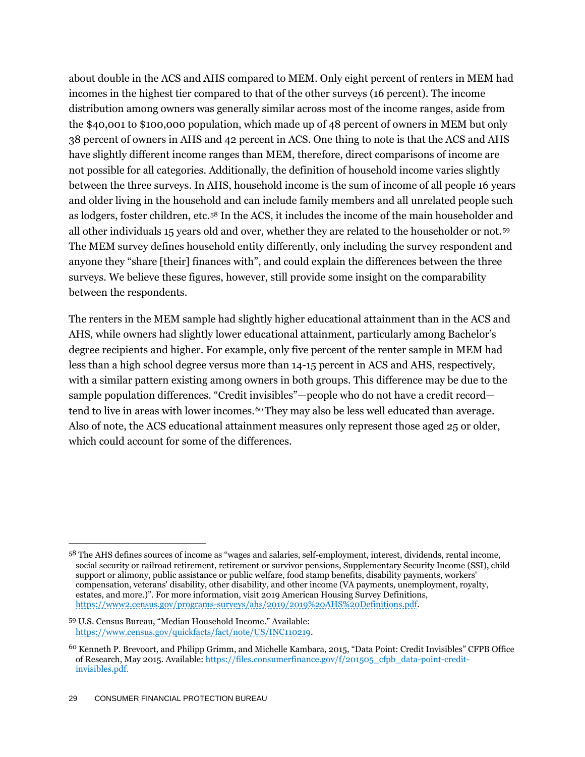about double in the ACS and AHS compared to MEM. Only eight percent of renters in MEM had incomes in the highest tier compared to that of the other surveys (16 percent). The income distribution among owners was generally similar across most of the income ranges, aside from the $40,001 to $100,000 population, which made up of 48 percent of owners in MEM but only 38 percent of owners in AHS and 42 percent in ACS. One thing to note is that the ACS and AHS have slightly different income ranges than MEM, therefore, direct comparisons of income are not possible for all categories. Additionally, the definition of household income varies slightly between the three surveys. In AHS, household income is the sum of income of all people 16 years and older living in the household and can include family members and all unrelated people such as lodgers, foster children, etc.[58] In the ACS, it includes the income of the main householder and all other individuals 15 years old and over, whether they are related to the householder or not.[59] The MEM survey defines household entity differently, only including the survey respondent and anyone they "share [their] finances with", and could explain the differences between the three surveys. We believe these figures, however, still provide some insight on the comparability between the respondents.

The renters in the MEM sample had slightly higher educational attainment than in the ACS and AHS, while owners had slightly lower educational attainment, particularly among Bachelor's degree recipients and higher. For example, only five percent of the renter sample in MEM had less than a high school degree versus more than 14-15 percent in ACS and AHS, respectively, with a similar pattern existing among owners in both groups. This difference may be due to the sample population differences. "Credit invisibles"—people who do not have a credit record—tend to live in areas with lower incomes.[60] They may also be less well educated than average. Also of note, the ACS educational attainment measures only represent those aged 25 or older, which could account for some of the differences.

---

[58] The AHS defines sources of income as "wages and salaries, self-employment, interest, dividends, rental income, social security or railroad retirement, retirement or survivor pensions, Supplementary Security Income (SSI), child support or alimony, public assistance or public welfare, food stamp benefits, disability payments, workers' compensation, veterans' disability, other disability, and other income (VA payments, unemployment, royalty, estates, and more.)". For more information, visit 2019 American Housing Survey Definitions, https://www2.census.gov/programs-surveys/ahs/2019/2019%20AHS%20Definitions.pdf.

[59] U.S. Census Bureau, "Median Household Income." Available: https://www.census.gov/quickfacts/fact/note/US/INC110219.

[60] Kenneth P. Brevoort, and Philipp Grimm, and Michelle Kambara, 2015, "Data Point: Credit Invisibles" CFPB Office of Research, May 2015. Available: https://files.consumerfinance.gov/f/201505_cfpb_data-point-credit-invisibles.pdf.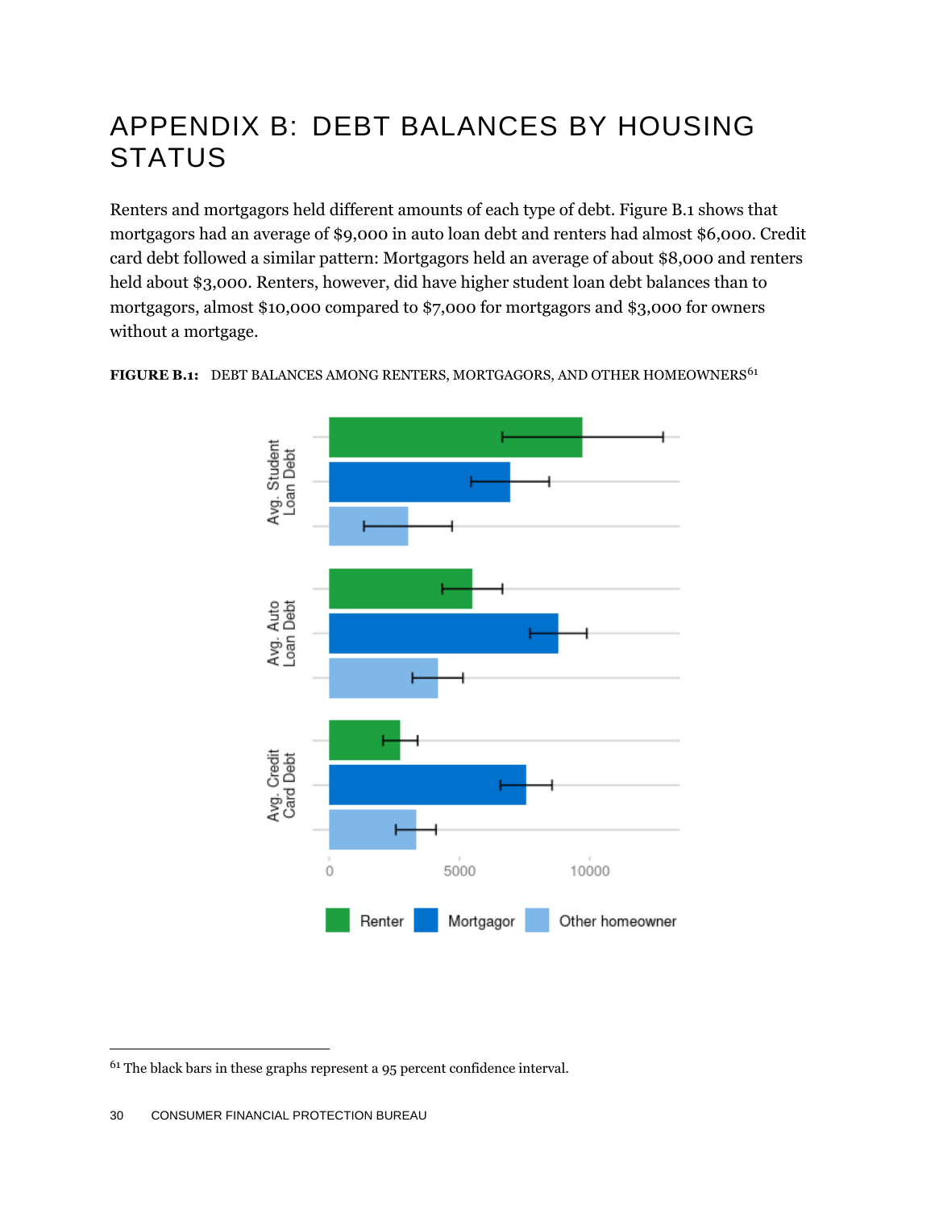# APPENDIX B: DEBT BALANCES BY HOUSING STATUS

Renters and mortgagors held different amounts of each type of debt. Figure B.1 shows that mortgagors had an average of $9,000 in auto loan debt and renters had almost $6,000. Credit card debt followed a similar pattern: Mortgagors held an average of about $8,000 and renters held about $3,000. Renters, however, did have higher student loan debt balances than to mortgagors, almost $10,000 compared to $7,000 for mortgagors and $3,000 for owners without a mortgage.

**FIGURE B.1:** DEBT BALANCES AMONG RENTERS, MORTGAGORS, AND OTHER HOMEOWNERS[61]

Avg. Student Loan Debt

Avg. Auto Loan Debt

Avg. Credit Card Debt

0

5000

10000

Renter

Mortgagor

Other homeowner

[61] The black bars in these graphs represent a 95 percent confidence interval.